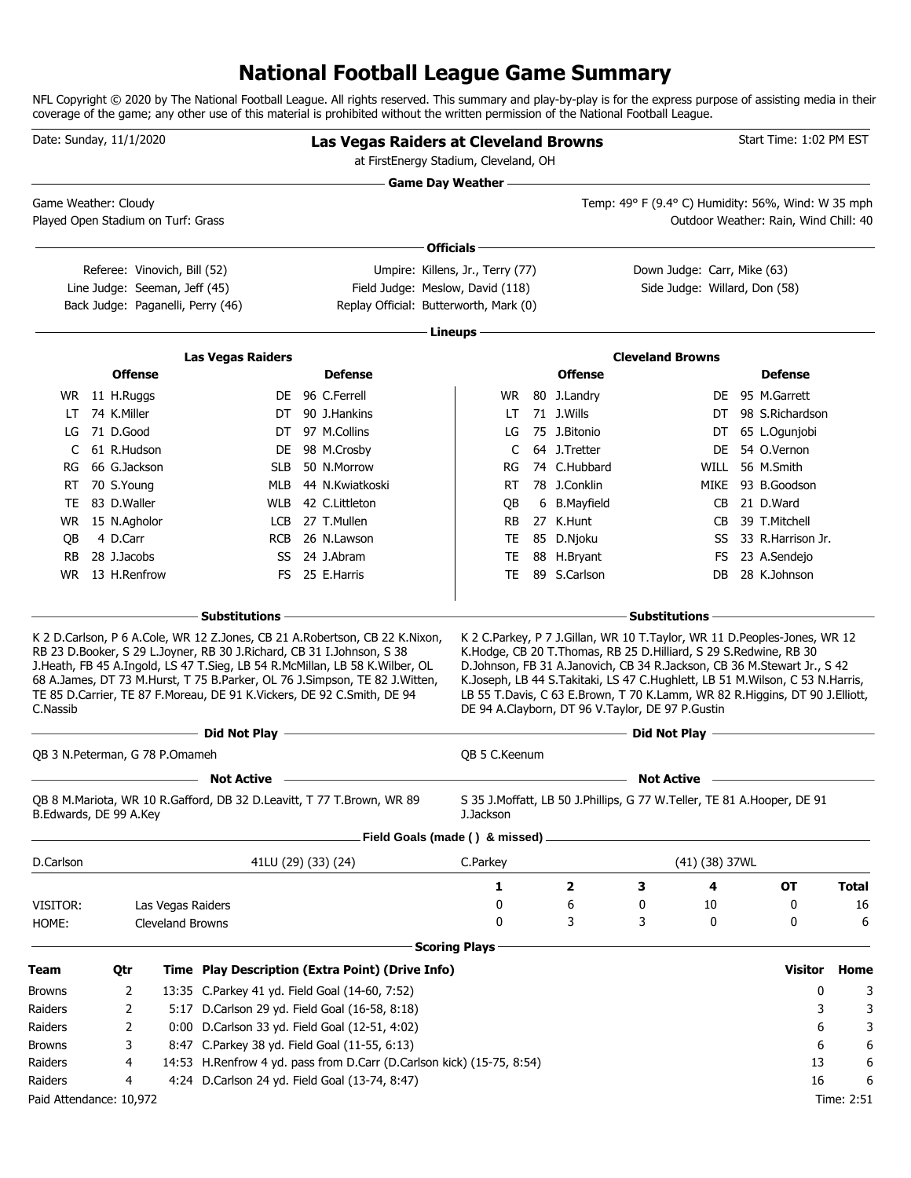# National Football League Game Summary

NFL Copyright © 2020 by The National Football League. All rights reserved. This summary and play-by-play is for the express purpose of assisting media in their coverage of the game; any other use of this material is prohibited without the written permission of the National Football League.

Date: Sunday, 11/1/2020

**Las Vegas Raiders at Cleveland Browns**

at FirstEnergy Stadium, Cleveland, OH

Start Time: 1:02 PM EST

## Game Day Weather

Game Weather: Cloudy
Played Open Stadium on Turf: Grass

Temp: 49° F (9.4° C) Humidity: 56%, Wind: W 35 mph
Outdoor Weather: Rain, Wind Chill: 40

## Officials

| | | |
|---|---|---|
| Referee: Vinovich, Bill (52) | Umpire: Killens, Jr., Terry (77) | Down Judge: Carr, Mike (63) |
| Line Judge: Seeman, Jeff (45) | Field Judge: Meslow, David (118) | Side Judge: Willard, Don (58) |
| Back Judge: Paganelli, Perry (46) | Replay Official: Butterworth, Mark (0) | |

## Lineups

**Las Vegas Raiders**

| Offense | | | Defense | | |
|---|---|---|---|---|---|
| WR | 11 | H.Ruggs | DE | 96 | C.Ferrell |
| LT | 74 | K.Miller | DT | 90 | J.Hankins |
| LG | 71 | D.Good | DT | 97 | M.Collins |
| C | 61 | R.Hudson | DE | 98 | M.Crosby |
| RG | 66 | G.Jackson | SLB | 50 | N.Morrow |
| RT | 70 | S.Young | MLB | 44 | N.Kwiatkoski |
| TE | 83 | D.Waller | WLB | 42 | C.Littleton |
| WR | 15 | N.Agholor | LCB | 27 | T.Mullen |
| QB | 4 | D.Carr | RCB | 26 | N.Lawson |
| RB | 28 | J.Jacobs | SS | 24 | J.Abram |
| WR | 13 | H.Renfrow | FS | 25 | E.Harris |

**Cleveland Browns**

| Offense | | | Defense | | |
|---|---|---|---|---|---|
| WR | 80 | J.Landry | DE | 95 | M.Garrett |
| LT | 71 | J.Wills | DT | 98 | S.Richardson |
| LG | 75 | J.Bitonio | DT | 65 | L.Ogunjobi |
| C | 64 | J.Tretter | DE | 54 | O.Vernon |
| RG | 74 | C.Hubbard | WILL | 56 | M.Smith |
| RT | 78 | J.Conklin | MIKE | 93 | B.Goodson |
| QB | 6 | B.Mayfield | CB | 21 | D.Ward |
| RB | 27 | K.Hunt | CB | 39 | T.Mitchell |
| TE | 85 | D.Njoku | SS | 33 | R.Harrison Jr. |
| TE | 88 | H.Bryant | FS | 23 | A.Sendejo |
| TE | 89 | S.Carlson | DB | 28 | K.Johnson |

## Substitutions

**Las Vegas Raiders:** K 2 D.Carlson, P 6 A.Cole, WR 12 Z.Jones, CB 21 A.Robertson, CB 22 K.Nixon, RB 23 D.Booker, S 29 L.Joyner, RB 30 J.Richard, CB 31 I.Johnson, S 38 J.Heath, FB 45 A.Ingold, LS 47 T.Sieg, LB 54 R.McMillan, LB 58 K.Wilber, OL 68 A.James, DT 73 M.Hurst, T 75 B.Parker, OL 76 J.Simpson, TE 82 J.Witten, TE 85 D.Carrier, TE 87 F.Moreau, DE 91 K.Vickers, DE 92 C.Smith, DE 94 C.Nassib

**Cleveland Browns:** K 2 C.Parkey, P 7 J.Gillan, WR 10 T.Taylor, WR 11 D.Peoples-Jones, WR 12 K.Hodge, CB 20 T.Thomas, RB 25 D.Hilliard, S 29 S.Redwine, RB 30 D.Johnson, FB 31 A.Janovich, CB 34 R.Jackson, CB 36 M.Stewart Jr., S 42 K.Joseph, LB 44 S.Takitaki, LS 47 C.Hughlett, LB 51 M.Wilson, C 53 N.Harris, LB 55 T.Davis, C 63 E.Brown, T 70 K.Lamm, WR 82 R.Higgins, DT 90 J.Elliott, DE 94 A.Clayborn, DT 96 V.Taylor, DE 97 P.Gustin

## Did Not Play

**Las Vegas Raiders:** QB 3 N.Peterman, G 78 P.Omameh

**Cleveland Browns:** QB 5 C.Keenum

## Not Active

**Las Vegas Raiders:** QB 8 M.Mariota, WR 10 R.Gafford, DB 32 D.Leavitt, T 77 T.Brown, WR 89 B.Edwards, DE 99 A.Key

**Cleveland Browns:** S 35 J.Moffatt, LB 50 J.Phillips, G 77 W.Teller, TE 81 A.Hooper, DE 91 J.Jackson

## Field Goals (made () & missed)

| | |
|---|---|
| D.Carlson | 41LU (29) (33) (24) |
| C.Parkey | (41) (38) 37WL |

| | | 1 | 2 | 3 | 4 | OT | Total |
|---|---|---|---|---|---|---|---|
| VISITOR: | Las Vegas Raiders | 0 | 6 | 0 | 10 | 0 | 16 |
| HOME: | Cleveland Browns | 0 | 3 | 3 | 0 | 0 | 6 |

## Scoring Plays

| Team | Qtr | Time | Play Description (Extra Point) (Drive Info) | Visitor | Home |
|---|---|---|---|---|---|
| Browns | 2 | 13:35 | C.Parkey 41 yd. Field Goal (14-60, 7:52) | 0 | 3 |
| Raiders | 2 | 5:17 | D.Carlson 29 yd. Field Goal (16-58, 8:18) | 3 | 3 |
| Raiders | 2 | 0:00 | D.Carlson 33 yd. Field Goal (12-51, 4:02) | 6 | 3 |
| Browns | 3 | 8:47 | C.Parkey 38 yd. Field Goal (11-55, 6:13) | 6 | 6 |
| Raiders | 4 | 14:53 | H.Renfrow 4 yd. pass from D.Carr (D.Carlson kick) (15-75, 8:54) | 13 | 6 |
| Raiders | 4 | 4:24 | D.Carlson 24 yd. Field Goal (13-74, 8:47) | 16 | 6 |

Paid Attendance: 10,972

Time: 2:51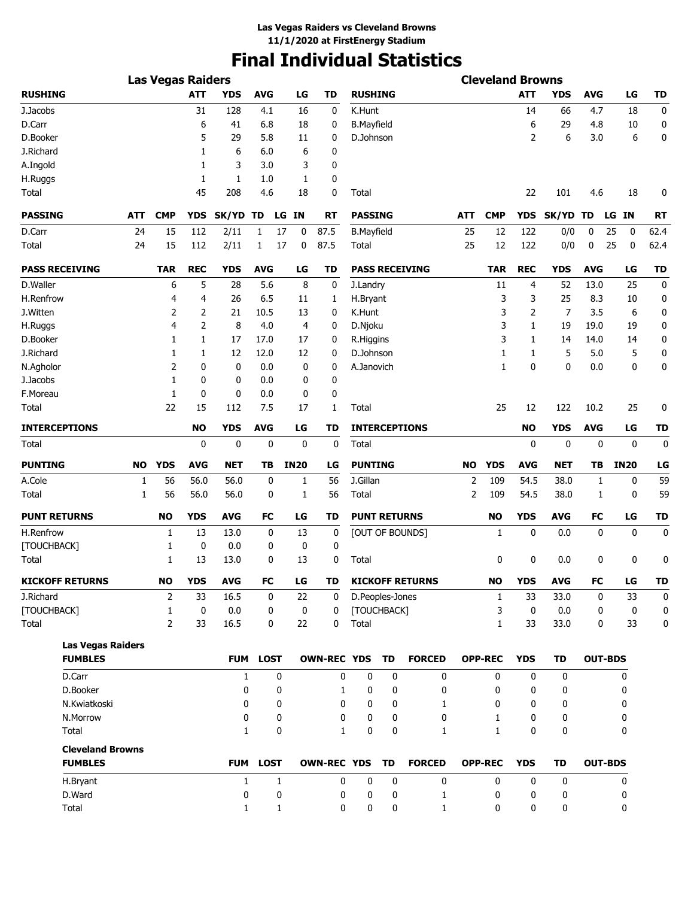**Las Vegas Raiders vs Cleveland Browns**
**11/1/2020 at FirstEnergy Stadium**

# Final Individual Statistics

## Las Vegas Raiders

| RUSHING | ATT | YDS | AVG | LG | TD |
|---|---|---|---|---|---|
| J.Jacobs | 31 | 128 | 4.1 | 16 | 0 |
| D.Carr | 6 | 41 | 6.8 | 18 | 0 |
| D.Booker | 5 | 29 | 5.8 | 11 | 0 |
| J.Richard | 1 | 6 | 6.0 | 6 | 0 |
| A.Ingold | 1 | 3 | 3.0 | 3 | 0 |
| H.Ruggs | 1 | 1 | 1.0 | 1 | 0 |
| Total | 45 | 208 | 4.6 | 18 | 0 |

| PASSING | ATT | CMP | YDS | SK/YD | TD | LG | IN | RT |
|---|---|---|---|---|---|---|---|---|
| D.Carr | 24 | 15 | 112 | 2/11 | 1 | 17 | 0 | 87.5 |
| Total | 24 | 15 | 112 | 2/11 | 1 | 17 | 0 | 87.5 |

| PASS RECEIVING | TAR | REC | YDS | AVG | LG | TD |
|---|---|---|---|---|---|---|
| D.Waller | 6 | 5 | 28 | 5.6 | 8 | 0 |
| H.Renfrow | 4 | 4 | 26 | 6.5 | 11 | 1 |
| J.Witten | 2 | 2 | 21 | 10.5 | 13 | 0 |
| H.Ruggs | 4 | 2 | 8 | 4.0 | 4 | 0 |
| D.Booker | 1 | 1 | 17 | 17.0 | 17 | 0 |
| J.Richard | 1 | 1 | 12 | 12.0 | 12 | 0 |
| N.Agholor | 2 | 0 | 0 | 0.0 | 0 | 0 |
| J.Jacobs | 1 | 0 | 0 | 0.0 | 0 | 0 |
| F.Moreau | 1 | 0 | 0 | 0.0 | 0 | 0 |
| Total | 22 | 15 | 112 | 7.5 | 17 | 1 |

| INTERCEPTIONS | NO | YDS | AVG | LG | TD |
|---|---|---|---|---|---|
| Total | 0 | 0 | 0 | 0 | 0 |

| PUNTING | NO | YDS | AVG | NET | TB | IN20 | LG |
|---|---|---|---|---|---|---|---|
| A.Cole | 1 | 56 | 56.0 | 56.0 | 0 | 1 | 56 |
| Total | 1 | 56 | 56.0 | 56.0 | 0 | 1 | 56 |

| PUNT RETURNS | NO | YDS | AVG | FC | LG | TD |
|---|---|---|---|---|---|---|
| H.Renfrow | 1 | 13 | 13.0 | 0 | 13 | 0 |
| [TOUCHBACK] | 1 | 0 | 0.0 | 0 | 0 | 0 |
| Total | 1 | 13 | 13.0 | 0 | 13 | 0 |

| KICKOFF RETURNS | NO | YDS | AVG | FC | LG | TD |
|---|---|---|---|---|---|---|
| J.Richard | 2 | 33 | 16.5 | 0 | 22 | 0 |
| [TOUCHBACK] | 1 | 0 | 0.0 | 0 | 0 | 0 |
| Total | 2 | 33 | 16.5 | 0 | 22 | 0 |

## Cleveland Browns

| RUSHING | ATT | YDS | AVG | LG | TD |
|---|---|---|---|---|---|
| K.Hunt | 14 | 66 | 4.7 | 18 | 0 |
| B.Mayfield | 6 | 29 | 4.8 | 10 | 0 |
| D.Johnson | 2 | 6 | 3.0 | 6 | 0 |
| Total | 22 | 101 | 4.6 | 18 | 0 |

| PASSING | ATT | CMP | YDS | SK/YD | TD | LG | IN | RT |
|---|---|---|---|---|---|---|---|---|
| B.Mayfield | 25 | 12 | 122 | 0/0 | 0 | 25 | 0 | 62.4 |
| Total | 25 | 12 | 122 | 0/0 | 0 | 25 | 0 | 62.4 |

| PASS RECEIVING | TAR | REC | YDS | AVG | LG | TD |
|---|---|---|---|---|---|---|
| J.Landry | 11 | 4 | 52 | 13.0 | 25 | 0 |
| H.Bryant | 3 | 3 | 25 | 8.3 | 10 | 0 |
| K.Hunt | 3 | 2 | 7 | 3.5 | 6 | 0 |
| D.Njoku | 3 | 1 | 19 | 19.0 | 19 | 0 |
| R.Higgins | 3 | 1 | 14 | 14.0 | 14 | 0 |
| D.Johnson | 1 | 1 | 5 | 5.0 | 5 | 0 |
| A.Janovich | 1 | 0 | 0 | 0.0 | 0 | 0 |
| Total | 25 | 12 | 122 | 10.2 | 25 | 0 |

| INTERCEPTIONS | NO | YDS | AVG | LG | TD |
|---|---|---|---|---|---|
| Total | 0 | 0 | 0 | 0 | 0 |

| PUNTING | NO | YDS | AVG | NET | TB | IN20 | LG |
|---|---|---|---|---|---|---|---|
| J.Gillan | 2 | 109 | 54.5 | 38.0 | 1 | 0 | 59 |
| Total | 2 | 109 | 54.5 | 38.0 | 1 | 0 | 59 |

| PUNT RETURNS | NO | YDS | AVG | FC | LG | TD |
|---|---|---|---|---|---|---|
| [OUT OF BOUNDS] | 1 | 0 | 0.0 | 0 | 0 | 0 |
| Total | 0 | 0 | 0.0 | 0 | 0 | 0 |

| KICKOFF RETURNS | NO | YDS | AVG | FC | LG | TD |
|---|---|---|---|---|---|---|
| D.Peoples-Jones | 1 | 33 | 33.0 | 0 | 33 | 0 |
| [TOUCHBACK] | 3 | 0 | 0.0 | 0 | 0 | 0 |
| Total | 1 | 33 | 33.0 | 0 | 33 | 0 |

## Las Vegas Raiders

| FUMBLES | FUM | LOST | OWN-REC | YDS | TD | FORCED | OPP-REC | YDS | TD | OUT-BDS |
|---|---|---|---|---|---|---|---|---|---|---|
| D.Carr | 1 | 0 | 0 | 0 | 0 | 0 | 0 | 0 | 0 | 0 |
| D.Booker | 0 | 0 | 1 | 0 | 0 | 0 | 0 | 0 | 0 | 0 |
| N.Kwiatkoski | 0 | 0 | 0 | 0 | 0 | 1 | 0 | 0 | 0 | 0 |
| N.Morrow | 0 | 0 | 0 | 0 | 0 | 0 | 1 | 0 | 0 | 0 |
| Total | 1 | 0 | 1 | 0 | 0 | 1 | 1 | 0 | 0 | 0 |

## Cleveland Browns

| FUMBLES | FUM | LOST | OWN-REC | YDS | TD | FORCED | OPP-REC | YDS | TD | OUT-BDS |
|---|---|---|---|---|---|---|---|---|---|---|
| H.Bryant | 1 | 1 | 0 | 0 | 0 | 0 | 0 | 0 | 0 | 0 |
| D.Ward | 0 | 0 | 0 | 0 | 0 | 1 | 0 | 0 | 0 | 0 |
| Total | 1 | 1 | 0 | 0 | 0 | 1 | 0 | 0 | 0 | 0 |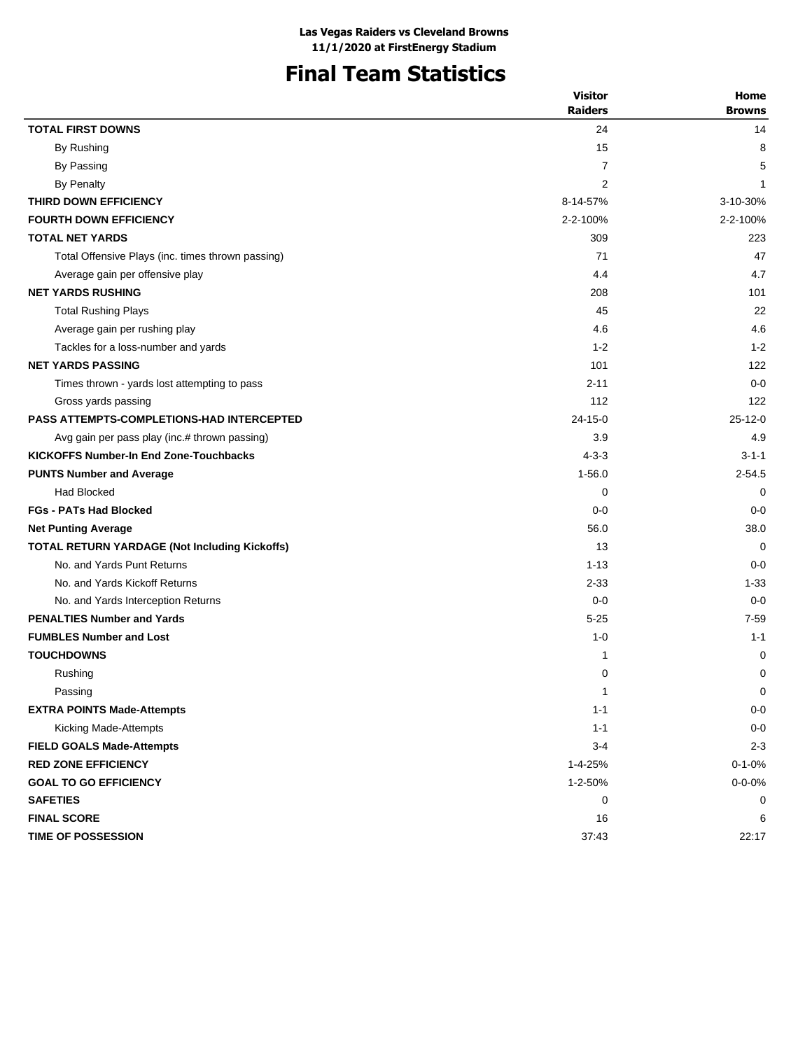**Las Vegas Raiders vs Cleveland Browns**
**11/1/2020 at FirstEnergy Stadium**

# Final Team Statistics

| | Visitor Raiders | Home Browns |
|---|---|---|
| **TOTAL FIRST DOWNS** | 24 | 14 |
| By Rushing | 15 | 8 |
| By Passing | 7 | 5 |
| By Penalty | 2 | 1 |
| **THIRD DOWN EFFICIENCY** | 8-14-57% | 3-10-30% |
| **FOURTH DOWN EFFICIENCY** | 2-2-100% | 2-2-100% |
| **TOTAL NET YARDS** | 309 | 223 |
| Total Offensive Plays (inc. times thrown passing) | 71 | 47 |
| Average gain per offensive play | 4.4 | 4.7 |
| **NET YARDS RUSHING** | 208 | 101 |
| Total Rushing Plays | 45 | 22 |
| Average gain per rushing play | 4.6 | 4.6 |
| Tackles for a loss-number and yards | 1-2 | 1-2 |
| **NET YARDS PASSING** | 101 | 122 |
| Times thrown - yards lost attempting to pass | 2-11 | 0-0 |
| Gross yards passing | 112 | 122 |
| **PASS ATTEMPTS-COMPLETIONS-HAD INTERCEPTED** | 24-15-0 | 25-12-0 |
| Avg gain per pass play (inc.# thrown passing) | 3.9 | 4.9 |
| **KICKOFFS Number-In End Zone-Touchbacks** | 4-3-3 | 3-1-1 |
| **PUNTS Number and Average** | 1-56.0 | 2-54.5 |
| Had Blocked | 0 | 0 |
| **FGs - PATs Had Blocked** | 0-0 | 0-0 |
| **Net Punting Average** | 56.0 | 38.0 |
| **TOTAL RETURN YARDAGE (Not Including Kickoffs)** | 13 | 0 |
| No. and Yards Punt Returns | 1-13 | 0-0 |
| No. and Yards Kickoff Returns | 2-33 | 1-33 |
| No. and Yards Interception Returns | 0-0 | 0-0 |
| **PENALTIES Number and Yards** | 5-25 | 7-59 |
| **FUMBLES Number and Lost** | 1-0 | 1-1 |
| **TOUCHDOWNS** | 1 | 0 |
| Rushing | 0 | 0 |
| Passing | 1 | 0 |
| **EXTRA POINTS Made-Attempts** | 1-1 | 0-0 |
| Kicking Made-Attempts | 1-1 | 0-0 |
| **FIELD GOALS Made-Attempts** | 3-4 | 2-3 |
| **RED ZONE EFFICIENCY** | 1-4-25% | 0-1-0% |
| **GOAL TO GO EFFICIENCY** | 1-2-50% | 0-0-0% |
| **SAFETIES** | 0 | 0 |
| **FINAL SCORE** | 16 | 6 |
| **TIME OF POSSESSION** | 37:43 | 22:17 |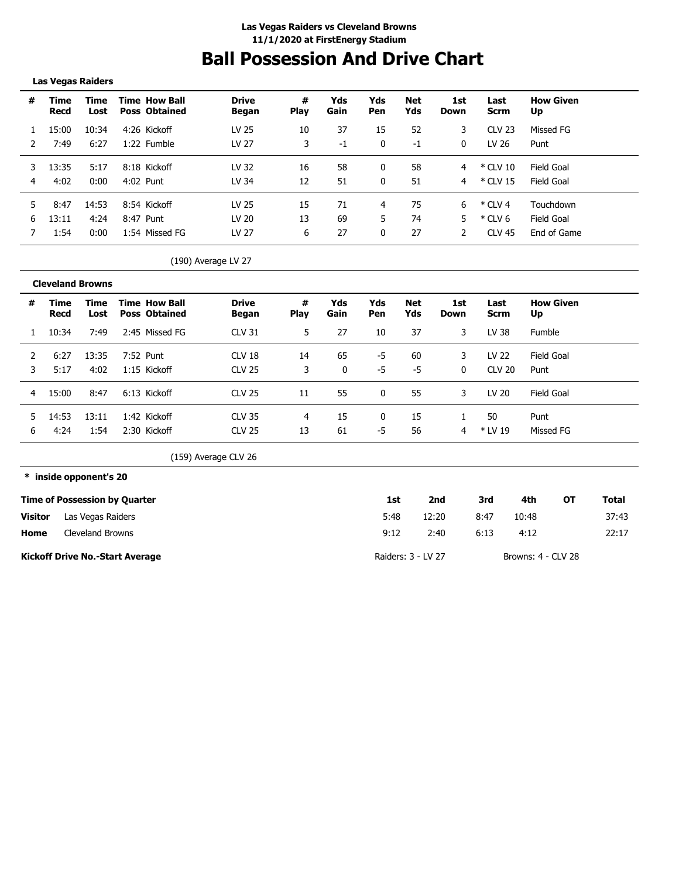**Las Vegas Raiders vs Cleveland Browns**
**11/1/2020 at FirstEnergy Stadium**

# Ball Possession And Drive Chart

**Las Vegas Raiders**

| # | Time Recd | Time Lost | Time Poss | How Ball Obtained | Drive Began | # Play | Yds Gain | Yds Pen | Net Yds | 1st Down | Last Scrm | How Given Up |
|---|---|---|---|---|---|---|---|---|---|---|---|---|
| 1 | 15:00 | 10:34 | 4:26 | Kickoff | LV 25 | 10 | 37 | 15 | 52 | 3 | CLV 23 | Missed FG |
| 2 | 7:49 | 6:27 | 1:22 | Fumble | LV 27 | 3 | -1 | 0 | -1 | 0 | LV 26 | Punt |
| 3 | 13:35 | 5:17 | 8:18 | Kickoff | LV 32 | 16 | 58 | 0 | 58 | 4 | * CLV 10 | Field Goal |
| 4 | 4:02 | 0:00 | 4:02 | Punt | LV 34 | 12 | 51 | 0 | 51 | 4 | * CLV 15 | Field Goal |
| 5 | 8:47 | 14:53 | 8:54 | Kickoff | LV 25 | 15 | 71 | 4 | 75 | 6 | * CLV 4 | Touchdown |
| 6 | 13:11 | 4:24 | 8:47 | Punt | LV 20 | 13 | 69 | 5 | 74 | 5 | * CLV 6 | Field Goal |
| 7 | 1:54 | 0:00 | 1:54 | Missed FG | LV 27 | 6 | 27 | 0 | 27 | 2 | CLV 45 | End of Game |

(190) Average LV 27

**Cleveland Browns**

| # | Time Recd | Time Lost | Time Poss | How Ball Obtained | Drive Began | # Play | Yds Gain | Yds Pen | Net Yds | 1st Down | Last Scrm | How Given Up |
|---|---|---|---|---|---|---|---|---|---|---|---|---|
| 1 | 10:34 | 7:49 | 2:45 | Missed FG | CLV 31 | 5 | 27 | 10 | 37 | 3 | LV 38 | Fumble |
| 2 | 6:27 | 13:35 | 7:52 | Punt | CLV 18 | 14 | 65 | -5 | 60 | 3 | LV 22 | Field Goal |
| 3 | 5:17 | 4:02 | 1:15 | Kickoff | CLV 25 | 3 | 0 | -5 | -5 | 0 | CLV 20 | Punt |
| 4 | 15:00 | 8:47 | 6:13 | Kickoff | CLV 25 | 11 | 55 | 0 | 55 | 3 | LV 20 | Field Goal |
| 5 | 14:53 | 13:11 | 1:42 | Kickoff | CLV 35 | 4 | 15 | 0 | 15 | 1 | 50 | Punt |
| 6 | 4:24 | 1:54 | 2:30 | Kickoff | CLV 25 | 13 | 61 | -5 | 56 | 4 | * LV 19 | Missed FG |

(159) Average CLV 26

**\* inside opponent's 20**

| **Time of Possession by Quarter** | | 1st | 2nd | 3rd | 4th | OT | Total |
|---|---|---|---|---|---|---|---|
| **Visitor** | Las Vegas Raiders | 5:48 | 12:20 | 8:47 | 10:48 | | 37:43 |
| **Home** | Cleveland Browns | 9:12 | 2:40 | 6:13 | 4:12 | | 22:17 |

**Kickoff Drive No.-Start Average** Raiders: 3 - LV 27 Browns: 4 - CLV 28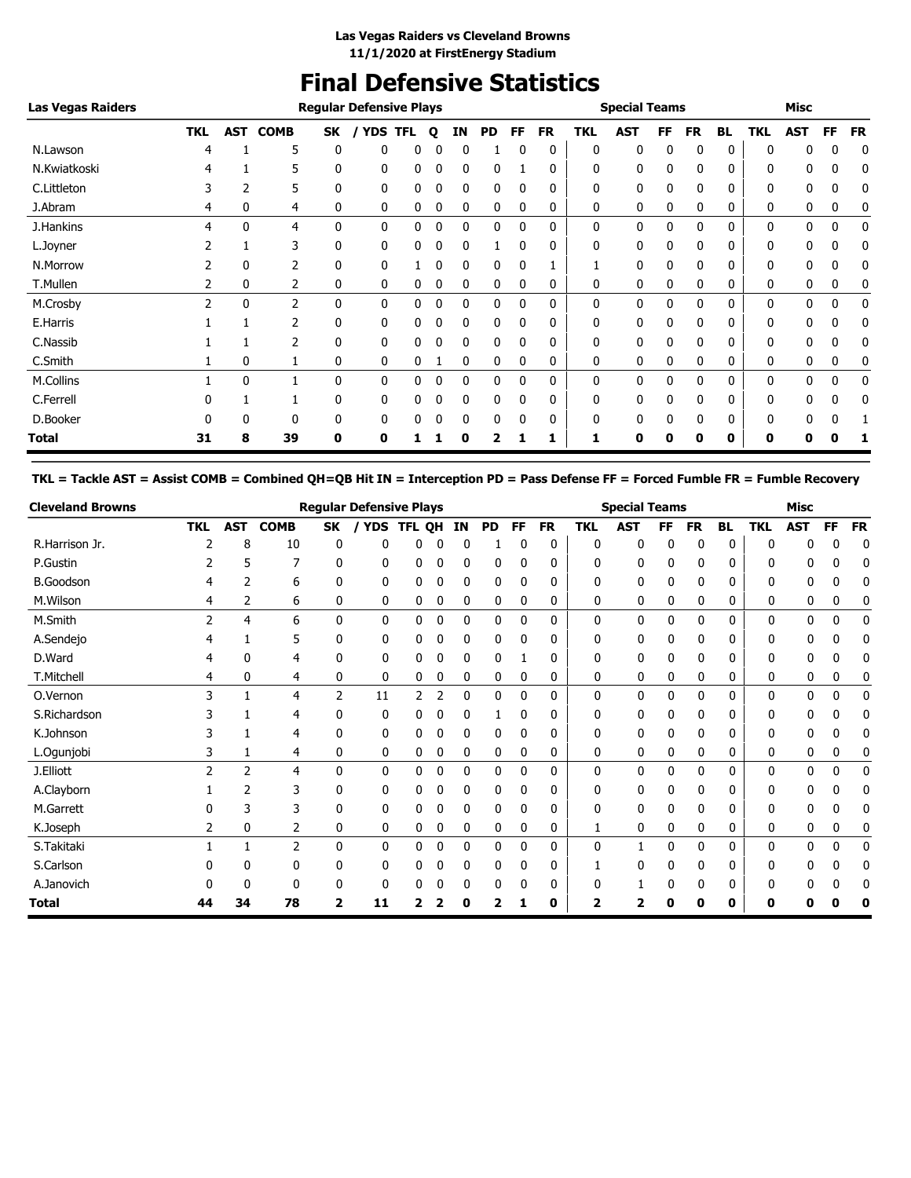**Las Vegas Raiders vs Cleveland Browns**
**11/1/2020 at FirstEnergy Stadium**

# Final Defensive Statistics

| Las Vegas Raiders | Regular Defensive Plays | | | | | | | | | | | Special Teams | | | | | Misc | | | |
|---|---|---|---|---|---|---|---|---|---|---|---|---|---|---|---|---|---|---|---|---|
| | TKL | AST | COMB | SK | / YDS | TFL | Q | IN | PD | FF | FR | TKL | AST | FF | FR | BL | TKL | AST | FF | FR |
| N.Lawson | 4 | 1 | 5 | 0 | 0 | 0 | 0 | 0 | 1 | 0 | 0 | 0 | 0 | 0 | 0 | 0 | 0 | 0 | 0 | 0 |
| N.Kwiatkoski | 4 | 1 | 5 | 0 | 0 | 0 | 0 | 0 | 0 | 1 | 0 | 0 | 0 | 0 | 0 | 0 | 0 | 0 | 0 | 0 |
| C.Littleton | 3 | 2 | 5 | 0 | 0 | 0 | 0 | 0 | 0 | 0 | 0 | 0 | 0 | 0 | 0 | 0 | 0 | 0 | 0 | 0 |
| J.Abram | 4 | 0 | 4 | 0 | 0 | 0 | 0 | 0 | 0 | 0 | 0 | 0 | 0 | 0 | 0 | 0 | 0 | 0 | 0 | 0 |
| J.Hankins | 4 | 0 | 4 | 0 | 0 | 0 | 0 | 0 | 0 | 0 | 0 | 0 | 0 | 0 | 0 | 0 | 0 | 0 | 0 | 0 |
| L.Joyner | 2 | 1 | 3 | 0 | 0 | 0 | 0 | 0 | 1 | 0 | 0 | 0 | 0 | 0 | 0 | 0 | 0 | 0 | 0 | 0 |
| N.Morrow | 2 | 0 | 2 | 0 | 0 | 1 | 0 | 0 | 0 | 0 | 1 | 1 | 0 | 0 | 0 | 0 | 0 | 0 | 0 | 0 |
| T.Mullen | 2 | 0 | 2 | 0 | 0 | 0 | 0 | 0 | 0 | 0 | 0 | 0 | 0 | 0 | 0 | 0 | 0 | 0 | 0 | 0 |
| M.Crosby | 2 | 0 | 2 | 0 | 0 | 0 | 0 | 0 | 0 | 0 | 0 | 0 | 0 | 0 | 0 | 0 | 0 | 0 | 0 | 0 |
| E.Harris | 1 | 1 | 2 | 0 | 0 | 0 | 0 | 0 | 0 | 0 | 0 | 0 | 0 | 0 | 0 | 0 | 0 | 0 | 0 | 0 |
| C.Nassib | 1 | 1 | 2 | 0 | 0 | 0 | 0 | 0 | 0 | 0 | 0 | 0 | 0 | 0 | 0 | 0 | 0 | 0 | 0 | 0 |
| C.Smith | 1 | 0 | 1 | 0 | 0 | 0 | 1 | 0 | 0 | 0 | 0 | 0 | 0 | 0 | 0 | 0 | 0 | 0 | 0 | 0 |
| M.Collins | 1 | 0 | 1 | 0 | 0 | 0 | 0 | 0 | 0 | 0 | 0 | 0 | 0 | 0 | 0 | 0 | 0 | 0 | 0 | 0 |
| C.Ferrell | 0 | 1 | 1 | 0 | 0 | 0 | 0 | 0 | 0 | 0 | 0 | 0 | 0 | 0 | 0 | 0 | 0 | 0 | 0 | 0 |
| D.Booker | 0 | 0 | 0 | 0 | 0 | 0 | 0 | 0 | 0 | 0 | 0 | 0 | 0 | 0 | 0 | 0 | 0 | 0 | 0 | 1 |
| **Total** | **31** | **8** | **39** | **0** | **0** | **1** | **1** | **0** | **2** | **1** | **1** | **1** | **0** | **0** | **0** | **0** | **0** | **0** | **0** | **1** |

**TKL = Tackle AST = Assist COMB = Combined QH=QB Hit IN = Interception PD = Pass Defense FF = Forced Fumble FR = Fumble Recovery**

| Cleveland Browns | Regular Defensive Plays | | | | | | | | | | | Special Teams | | | | | Misc | | | |
|---|---|---|---|---|---|---|---|---|---|---|---|---|---|---|---|---|---|---|---|---|
| | TKL | AST | COMB | SK | / YDS | TFL | QH | IN | PD | FF | FR | TKL | AST | FF | FR | BL | TKL | AST | FF | FR |
| R.Harrison Jr. | 2 | 8 | 10 | 0 | 0 | 0 | 0 | 0 | 1 | 0 | 0 | 0 | 0 | 0 | 0 | 0 | 0 | 0 | 0 | 0 |
| P.Gustin | 2 | 5 | 7 | 0 | 0 | 0 | 0 | 0 | 0 | 0 | 0 | 0 | 0 | 0 | 0 | 0 | 0 | 0 | 0 | 0 |
| B.Goodson | 4 | 2 | 6 | 0 | 0 | 0 | 0 | 0 | 0 | 0 | 0 | 0 | 0 | 0 | 0 | 0 | 0 | 0 | 0 | 0 |
| M.Wilson | 4 | 2 | 6 | 0 | 0 | 0 | 0 | 0 | 0 | 0 | 0 | 0 | 0 | 0 | 0 | 0 | 0 | 0 | 0 | 0 |
| M.Smith | 2 | 4 | 6 | 0 | 0 | 0 | 0 | 0 | 0 | 0 | 0 | 0 | 0 | 0 | 0 | 0 | 0 | 0 | 0 | 0 |
| A.Sendejo | 4 | 1 | 5 | 0 | 0 | 0 | 0 | 0 | 0 | 0 | 0 | 0 | 0 | 0 | 0 | 0 | 0 | 0 | 0 | 0 |
| D.Ward | 4 | 0 | 4 | 0 | 0 | 0 | 0 | 0 | 0 | 1 | 0 | 0 | 0 | 0 | 0 | 0 | 0 | 0 | 0 | 0 |
| T.Mitchell | 4 | 0 | 4 | 0 | 0 | 0 | 0 | 0 | 0 | 0 | 0 | 0 | 0 | 0 | 0 | 0 | 0 | 0 | 0 | 0 |
| O.Vernon | 3 | 1 | 4 | 2 | 11 | 2 | 2 | 0 | 0 | 0 | 0 | 0 | 0 | 0 | 0 | 0 | 0 | 0 | 0 | 0 |
| S.Richardson | 3 | 1 | 4 | 0 | 0 | 0 | 0 | 0 | 1 | 0 | 0 | 0 | 0 | 0 | 0 | 0 | 0 | 0 | 0 | 0 |
| K.Johnson | 3 | 1 | 4 | 0 | 0 | 0 | 0 | 0 | 0 | 0 | 0 | 0 | 0 | 0 | 0 | 0 | 0 | 0 | 0 | 0 |
| L.Ogunjobi | 3 | 1 | 4 | 0 | 0 | 0 | 0 | 0 | 0 | 0 | 0 | 0 | 0 | 0 | 0 | 0 | 0 | 0 | 0 | 0 |
| J.Elliott | 2 | 2 | 4 | 0 | 0 | 0 | 0 | 0 | 0 | 0 | 0 | 0 | 0 | 0 | 0 | 0 | 0 | 0 | 0 | 0 |
| A.Clayborn | 1 | 2 | 3 | 0 | 0 | 0 | 0 | 0 | 0 | 0 | 0 | 0 | 0 | 0 | 0 | 0 | 0 | 0 | 0 | 0 |
| M.Garrett | 0 | 3 | 3 | 0 | 0 | 0 | 0 | 0 | 0 | 0 | 0 | 0 | 0 | 0 | 0 | 0 | 0 | 0 | 0 | 0 |
| K.Joseph | 2 | 0 | 2 | 0 | 0 | 0 | 0 | 0 | 0 | 0 | 0 | 1 | 0 | 0 | 0 | 0 | 0 | 0 | 0 | 0 |
| S.Takitaki | 1 | 1 | 2 | 0 | 0 | 0 | 0 | 0 | 0 | 0 | 0 | 0 | 1 | 0 | 0 | 0 | 0 | 0 | 0 | 0 |
| S.Carlson | 0 | 0 | 0 | 0 | 0 | 0 | 0 | 0 | 0 | 0 | 0 | 1 | 0 | 0 | 0 | 0 | 0 | 0 | 0 | 0 |
| A.Janovich | 0 | 0 | 0 | 0 | 0 | 0 | 0 | 0 | 0 | 0 | 0 | 0 | 1 | 0 | 0 | 0 | 0 | 0 | 0 | 0 |
| **Total** | **44** | **34** | **78** | **2** | **11** | **2** | **2** | **0** | **2** | **1** | **0** | **2** | **2** | **0** | **0** | **0** | **0** | **0** | **0** | **0** |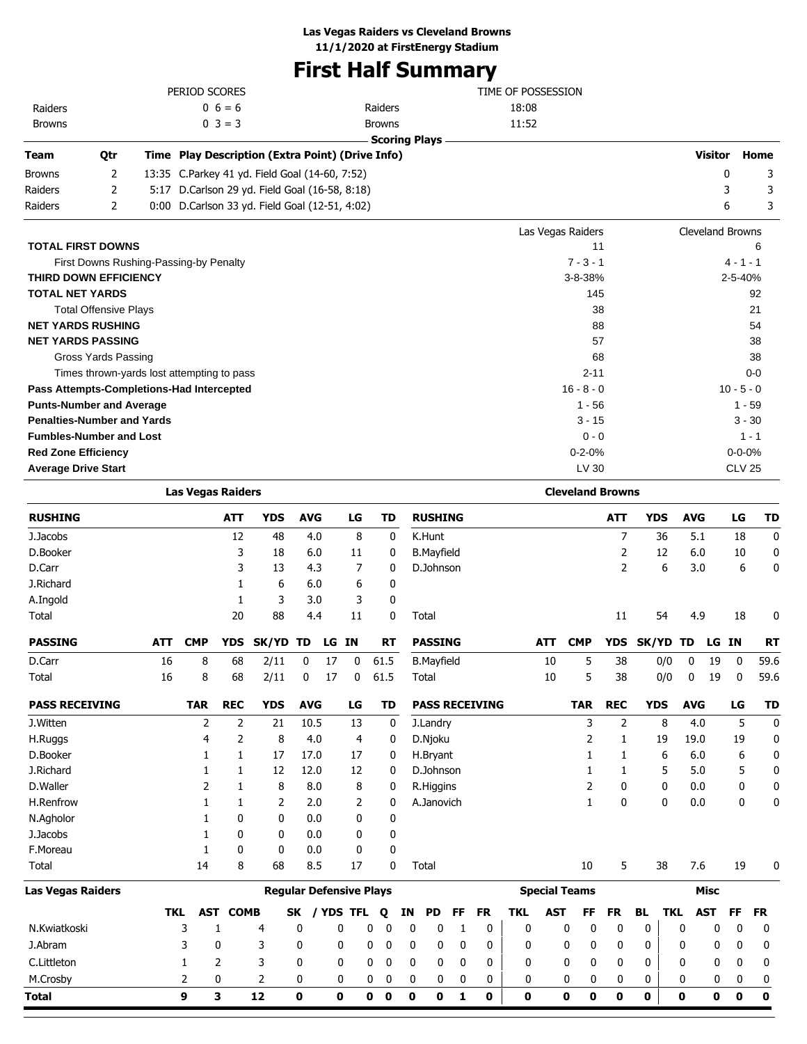**Las Vegas Raiders vs Cleveland Browns**
**11/1/2020 at FirstEnergy Stadium**

# First Half Summary

| PERIOD SCORES | | | TIME OF POSSESSION | |
|---|---|---|---|---|
| Raiders | 0 6 = 6 | | Raiders | 18:08 |
| Browns | 0 3 = 3 | | Browns | 11:52 |

**Scoring Plays**

| Team | Qtr | Time | Play Description (Extra Point) (Drive Info) | Visitor | Home |
|---|---|---|---|---|---|
| Browns | 2 | 13:35 | C.Parkey 41 yd. Field Goal (14-60, 7:52) | 0 | 3 |
| Raiders | 2 | 5:17 | D.Carlson 29 yd. Field Goal (16-58, 8:18) | 3 | 3 |
| Raiders | 2 | 0:00 | D.Carlson 33 yd. Field Goal (12-51, 4:02) | 6 | 3 |

| | Las Vegas Raiders | Cleveland Browns |
|---|---|---|
| **TOTAL FIRST DOWNS** | 11 | 6 |
| First Downs Rushing-Passing-by Penalty | 7 - 3 - 1 | 4 - 1 - 1 |
| **THIRD DOWN EFFICIENCY** | 3-8-38% | 2-5-40% |
| **TOTAL NET YARDS** | 145 | 92 |
| Total Offensive Plays | 38 | 21 |
| **NET YARDS RUSHING** | 88 | 54 |
| **NET YARDS PASSING** | 57 | 38 |
| Gross Yards Passing | 68 | 38 |
| Times thrown-yards lost attempting to pass | 2-11 | 0-0 |
| **Pass Attempts-Completions-Had Intercepted** | 16 - 8 - 0 | 10 - 5 - 0 |
| **Punts-Number and Average** | 1 - 56 | 1 - 59 |
| **Penalties-Number and Yards** | 3 - 15 | 3 - 30 |
| **Fumbles-Number and Lost** | 0 - 0 | 1 - 1 |
| **Red Zone Efficiency** | 0-2-0% | 0-0-0% |
| **Average Drive Start** | LV 30 | CLV 25 |

## Las Vegas Raiders

| RUSHING | ATT | YDS | AVG | LG | TD |
|---|---|---|---|---|---|
| J.Jacobs | 12 | 48 | 4.0 | 8 | 0 |
| D.Booker | 3 | 18 | 6.0 | 11 | 0 |
| D.Carr | 3 | 13 | 4.3 | 7 | 0 |
| J.Richard | 1 | 6 | 6.0 | 6 | 0 |
| A.Ingold | 1 | 3 | 3.0 | 3 | 0 |
| Total | 20 | 88 | 4.4 | 11 | 0 |

| PASSING | ATT | CMP | YDS | SK/YD | TD | LG | IN | RT |
|---|---|---|---|---|---|---|---|---|
| D.Carr | 16 | 8 | 68 | 2/11 | 0 | 17 | 0 | 61.5 |
| Total | 16 | 8 | 68 | 2/11 | 0 | 17 | 0 | 61.5 |

| PASS RECEIVING | TAR | REC | YDS | AVG | LG | TD |
|---|---|---|---|---|---|---|
| J.Witten | 2 | 2 | 21 | 10.5 | 13 | 0 |
| H.Ruggs | 4 | 2 | 8 | 4.0 | 4 | 0 |
| D.Booker | 1 | 1 | 17 | 17.0 | 17 | 0 |
| J.Richard | 1 | 1 | 12 | 12.0 | 12 | 0 |
| D.Waller | 2 | 1 | 8 | 8.0 | 8 | 0 |
| H.Renfrow | 1 | 1 | 2 | 2.0 | 2 | 0 |
| N.Agholor | 1 | 0 | 0 | 0.0 | 0 | 0 |
| J.Jacobs | 1 | 0 | 0 | 0.0 | 0 | 0 |
| F.Moreau | 1 | 0 | 0 | 0.0 | 0 | 0 |
| Total | 14 | 8 | 68 | 8.5 | 17 | 0 |

## Cleveland Browns

| RUSHING | ATT | YDS | AVG | LG | TD |
|---|---|---|---|---|---|
| K.Hunt | 7 | 36 | 5.1 | 18 | 0 |
| B.Mayfield | 2 | 12 | 6.0 | 10 | 0 |
| D.Johnson | 2 | 6 | 3.0 | 6 | 0 |
| Total | 11 | 54 | 4.9 | 18 | 0 |

| PASSING | ATT | CMP | YDS | SK/YD | TD | LG | IN | RT |
|---|---|---|---|---|---|---|---|---|
| B.Mayfield | 10 | 5 | 38 | 0/0 | 0 | 19 | 0 | 59.6 |
| Total | 10 | 5 | 38 | 0/0 | 0 | 19 | 0 | 59.6 |

| PASS RECEIVING | TAR | REC | YDS | AVG | LG | TD |
|---|---|---|---|---|---|---|
| J.Landry | 3 | 2 | 8 | 4.0 | 5 | 0 |
| D.Njoku | 2 | 1 | 19 | 19.0 | 19 | 0 |
| H.Bryant | 1 | 1 | 6 | 6.0 | 6 | 0 |
| D.Johnson | 1 | 1 | 5 | 5.0 | 5 | 0 |
| R.Higgins | 2 | 0 | 0 | 0.0 | 0 | 0 |
| A.Janovich | 1 | 0 | 0 | 0.0 | 0 | 0 |
| Total | 10 | 5 | 38 | 7.6 | 19 | 0 |

## Las Vegas Raiders Defense

| | Regular Defensive Plays | | | | | | | | | | | Special Teams | | | | | Misc | | | |
|---|---|---|---|---|---|---|---|---|---|---|---|---|---|---|---|---|---|---|---|---|
| | TKL | AST | COMB | SK | / YDS | TFL | Q | IN | PD | FF | FR | TKL | AST | FF | FR | BL | TKL | AST | FF | FR |
| N.Kwiatkoski | 3 | 1 | 4 | 0 | 0 | 0 | 0 | 0 | 0 | 1 | 0 | 0 | 0 | 0 | 0 | 0 | 0 | 0 | 0 | 0 |
| J.Abram | 3 | 0 | 3 | 0 | 0 | 0 | 0 | 0 | 0 | 0 | 0 | 0 | 0 | 0 | 0 | 0 | 0 | 0 | 0 | 0 |
| C.Littleton | 1 | 2 | 3 | 0 | 0 | 0 | 0 | 0 | 0 | 0 | 0 | 0 | 0 | 0 | 0 | 0 | 0 | 0 | 0 | 0 |
| M.Crosby | 2 | 0 | 2 | 0 | 0 | 0 | 0 | 0 | 0 | 0 | 0 | 0 | 0 | 0 | 0 | 0 | 0 | 0 | 0 | 0 |
| **Total** | **9** | **3** | **12** | **0** | **0** | **0** | **0** | **0** | **0** | **1** | **0** | **0** | **0** | **0** | **0** | **0** | **0** | **0** | **0** | **0** |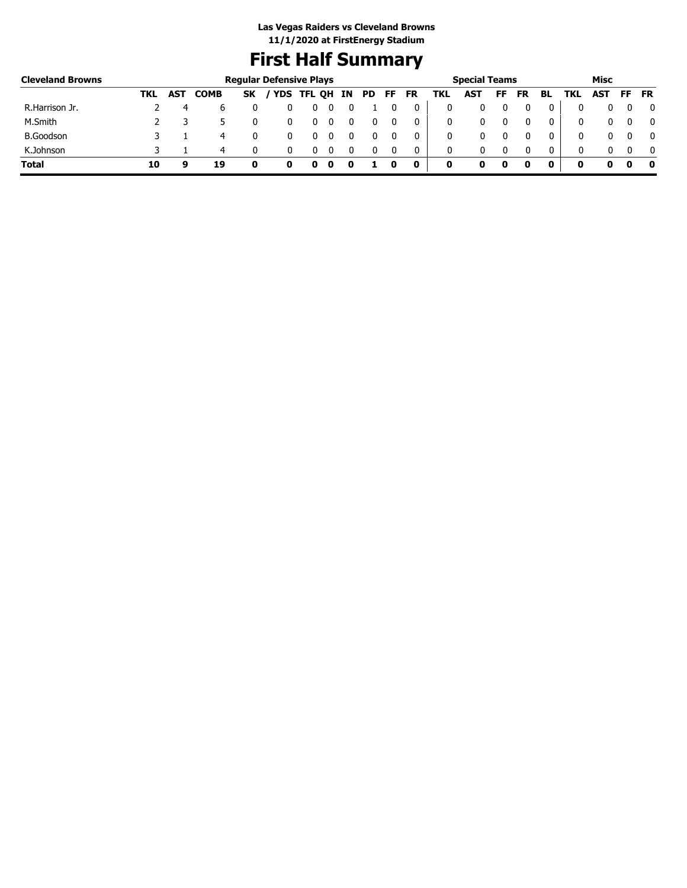**Las Vegas Raiders vs Cleveland Browns**
**11/1/2020 at FirstEnergy Stadium**

# First Half Summary

| Cleveland Browns | Regular Defensive Plays | | | | | | | | | | | Special Teams | | | | | Misc | | | |
|---|---|---|---|---|---|---|---|---|---|---|---|---|---|---|---|---|---|---|---|---|
| | TKL | AST | COMB | SK | / YDS | TFL | QH | IN | PD | FF | FR | TKL | AST | FF | FR | BL | TKL | AST | FF | FR |
| R.Harrison Jr. | 2 | 4 | 6 | 0 | 0 | 0 | 0 | 0 | 1 | 0 | 0 | 0 | 0 | 0 | 0 | 0 | 0 | 0 | 0 | 0 |
| M.Smith | 2 | 3 | 5 | 0 | 0 | 0 | 0 | 0 | 0 | 0 | 0 | 0 | 0 | 0 | 0 | 0 | 0 | 0 | 0 | 0 |
| B.Goodson | 3 | 1 | 4 | 0 | 0 | 0 | 0 | 0 | 0 | 0 | 0 | 0 | 0 | 0 | 0 | 0 | 0 | 0 | 0 | 0 |
| K.Johnson | 3 | 1 | 4 | 0 | 0 | 0 | 0 | 0 | 0 | 0 | 0 | 0 | 0 | 0 | 0 | 0 | 0 | 0 | 0 | 0 |
| **Total** | **10** | **9** | **19** | **0** | **0** | **0** | **0** | **0** | **1** | **0** | **0** | **0** | **0** | **0** | **0** | **0** | **0** | **0** | **0** | **0** |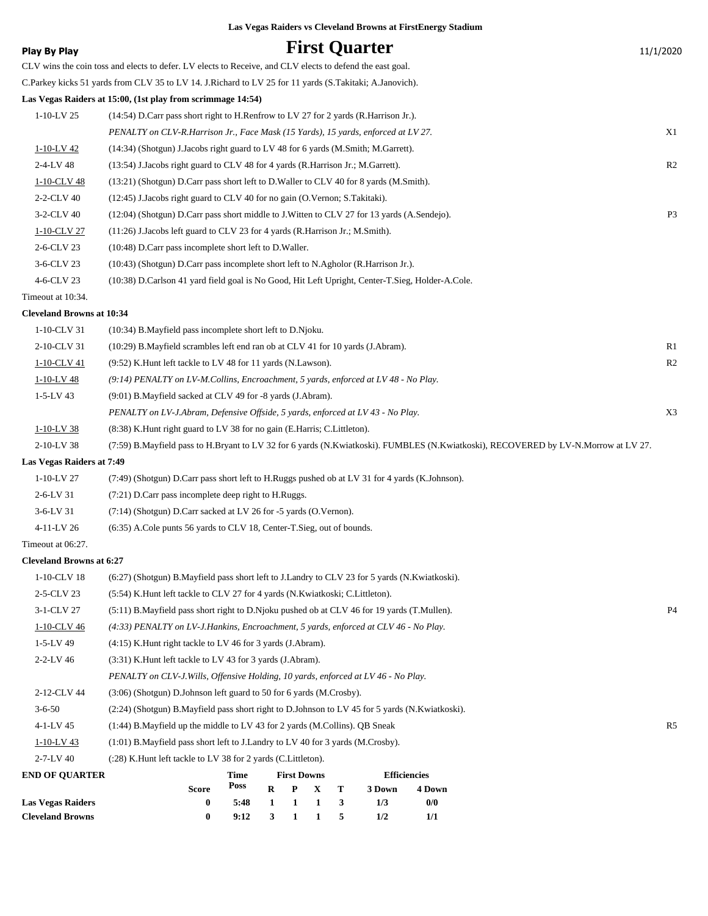**Las Vegas Raiders vs Cleveland Browns at FirstEnergy Stadium**

**Play By Play**

# First Quarter

11/1/2020

CLV wins the coin toss and elects to defer. LV elects to Receive, and CLV elects to defend the east goal.

C.Parkey kicks 51 yards from CLV 35 to LV 14. J.Richard to LV 25 for 11 yards (S.Takitaki; A.Janovich).

**Las Vegas Raiders at 15:00, (1st play from scrimmage 14:54)**

| | | |
|---|---|---|
| 1-10-LV 25 | (14:54) D.Carr pass short right to H.Renfrow to LV 27 for 2 yards (R.Harrison Jr.). | |
| | *PENALTY on CLV-R.Harrison Jr., Face Mask (15 Yards), 15 yards, enforced at LV 27.* | X1 |
| 1-10-LV 42 | (14:34) (Shotgun) J.Jacobs right guard to LV 48 for 6 yards (M.Smith; M.Garrett). | |
| 2-4-LV 48 | (13:54) J.Jacobs right guard to CLV 48 for 4 yards (R.Harrison Jr.; M.Garrett). | R2 |
| 1-10-CLV 48 | (13:21) (Shotgun) D.Carr pass short left to D.Waller to CLV 40 for 8 yards (M.Smith). | |
| 2-2-CLV 40 | (12:45) J.Jacobs right guard to CLV 40 for no gain (O.Vernon; S.Takitaki). | |
| 3-2-CLV 40 | (12:04) (Shotgun) D.Carr pass short middle to J.Witten to CLV 27 for 13 yards (A.Sendejo). | P3 |
| 1-10-CLV 27 | (11:26) J.Jacobs left guard to CLV 23 for 4 yards (R.Harrison Jr.; M.Smith). | |
| 2-6-CLV 23 | (10:48) D.Carr pass incomplete short left to D.Waller. | |
| 3-6-CLV 23 | (10:43) (Shotgun) D.Carr pass incomplete short left to N.Agholor (R.Harrison Jr.). | |
| 4-6-CLV 23 | (10:38) D.Carlson 41 yard field goal is No Good, Hit Left Upright, Center-T.Sieg, Holder-A.Cole. | |

Timeout at 10:34.

**Cleveland Browns at 10:34**

| | | |
|---|---|---|
| 1-10-CLV 31 | (10:34) B.Mayfield pass incomplete short left to D.Njoku. | |
| 2-10-CLV 31 | (10:29) B.Mayfield scrambles left end ran ob at CLV 41 for 10 yards (J.Abram). | R1 |
| 1-10-CLV 41 | (9:52) K.Hunt left tackle to LV 48 for 11 yards (N.Lawson). | R2 |
| 1-10-LV 48 | *(9:14) PENALTY on LV-M.Collins, Encroachment, 5 yards, enforced at LV 48 - No Play.* | |
| 1-5-LV 43 | (9:01) B.Mayfield sacked at CLV 49 for -8 yards (J.Abram). | |
| | *PENALTY on LV-J.Abram, Defensive Offside, 5 yards, enforced at LV 43 - No Play.* | X3 |
| 1-10-LV 38 | (8:38) K.Hunt right guard to LV 38 for no gain (E.Harris; C.Littleton). | |
| 2-10-LV 38 | (7:59) B.Mayfield pass to H.Bryant to LV 32 for 6 yards (N.Kwiatkoski). FUMBLES (N.Kwiatkoski), RECOVERED by LV-N.Morrow at LV 27. | |

**Las Vegas Raiders at 7:49**

| | | |
|---|---|---|
| 1-10-LV 27 | (7:49) (Shotgun) D.Carr pass short left to H.Ruggs pushed ob at LV 31 for 4 yards (K.Johnson). | |
| 2-6-LV 31 | (7:21) D.Carr pass incomplete deep right to H.Ruggs. | |
| 3-6-LV 31 | (7:14) (Shotgun) D.Carr sacked at LV 26 for -5 yards (O.Vernon). | |
| 4-11-LV 26 | (6:35) A.Cole punts 56 yards to CLV 18, Center-T.Sieg, out of bounds. | |

Timeout at 06:27.

**Cleveland Browns at 6:27**

| | | |
|---|---|---|
| 1-10-CLV 18 | (6:27) (Shotgun) B.Mayfield pass short left to J.Landry to CLV 23 for 5 yards (N.Kwiatkoski). | |
| 2-5-CLV 23 | (5:54) K.Hunt left tackle to CLV 27 for 4 yards (N.Kwiatkoski; C.Littleton). | |
| 3-1-CLV 27 | (5:11) B.Mayfield pass short right to D.Njoku pushed ob at CLV 46 for 19 yards (T.Mullen). | P4 |
| 1-10-CLV 46 | *(4:33) PENALTY on LV-J.Hankins, Encroachment, 5 yards, enforced at CLV 46 - No Play.* | |
| 1-5-LV 49 | (4:15) K.Hunt right tackle to LV 46 for 3 yards (J.Abram). | |
| 2-2-LV 46 | (3:31) K.Hunt left tackle to LV 43 for 3 yards (J.Abram). | |
| | *PENALTY on CLV-J.Wills, Offensive Holding, 10 yards, enforced at LV 46 - No Play.* | |
| 2-12-CLV 44 | (3:06) (Shotgun) D.Johnson left guard to 50 for 6 yards (M.Crosby). | |
| 3-6-50 | (2:24) (Shotgun) B.Mayfield pass short right to D.Johnson to LV 45 for 5 yards (N.Kwiatkoski). | |
| 4-1-LV 45 | (1:44) B.Mayfield up the middle to LV 43 for 2 yards (M.Collins). QB Sneak | R5 |
| 1-10-LV 43 | (1:01) B.Mayfield pass short left to J.Landry to LV 40 for 3 yards (M.Crosby). | |
| 2-7-LV 40 | (:28) K.Hunt left tackle to LV 38 for 2 yards (C.Littleton). | |

| END OF QUARTER | Score | Time Poss | First Downs R | P | X | T | Efficiencies 3 Down | 4 Down |
|---|---|---|---|---|---|---|---|---|
| Las Vegas Raiders | 0 | 5:48 | 1 | 1 | 1 | 3 | 1/3 | 0/0 |
| Cleveland Browns | 0 | 9:12 | 3 | 1 | 1 | 5 | 1/2 | 1/1 |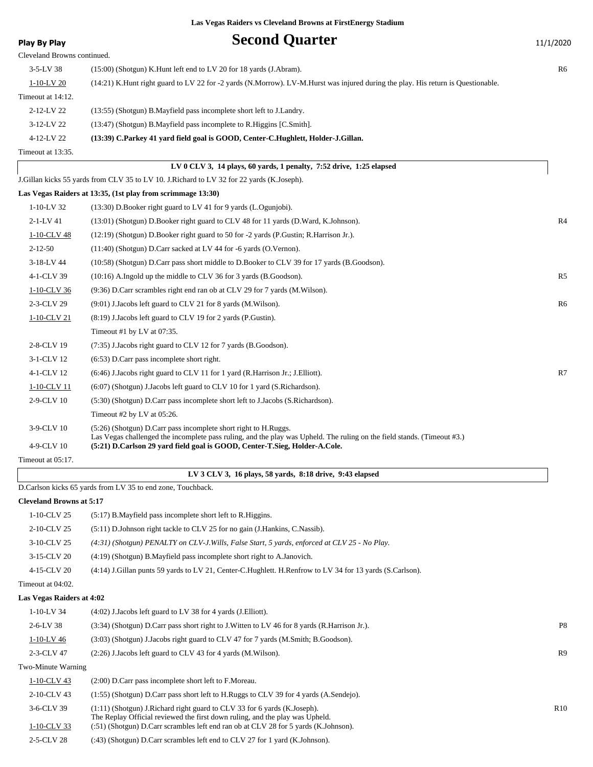**Las Vegas Raiders vs Cleveland Browns at FirstEnergy Stadium**

**Play By Play**

# Second Quarter

11/1/2020

Cleveland Browns continued.

| Down | Play | |
|---|---|---|
| 3-5-LV 38 | (15:00) (Shotgun) K.Hunt left end to LV 20 for 18 yards (J.Abram). | R6 |
| 1-10-LV 20 | (14:21) K.Hunt right guard to LV 22 for -2 yards (N.Morrow). LV-M.Hurst was injured during the play. His return is Questionable. | |

Timeout at 14:12.

| Down | Play | |
|---|---|---|
| 2-12-LV 22 | (13:55) (Shotgun) B.Mayfield pass incomplete short left to J.Landry. | |
| 3-12-LV 22 | (13:47) (Shotgun) B.Mayfield pass incomplete to R.Higgins [C.Smith]. | |
| 4-12-LV 22 | **(13:39) C.Parkey 41 yard field goal is GOOD, Center-C.Hughlett, Holder-J.Gillan.** | |

Timeout at 13:35.

**LV 0 CLV 3, 14 plays, 60 yards, 1 penalty, 7:52 drive, 1:25 elapsed**

J.Gillan kicks 55 yards from CLV 35 to LV 10. J.Richard to LV 32 for 22 yards (K.Joseph).

**Las Vegas Raiders at 13:35, (1st play from scrimmage 13:30)**

| Down | Play | |
|---|---|---|
| 1-10-LV 32 | (13:30) D.Booker right guard to LV 41 for 9 yards (L.Ogunjobi). | |
| 2-1-LV 41 | (13:01) (Shotgun) D.Booker right guard to CLV 48 for 11 yards (D.Ward, K.Johnson). | R4 |
| 1-10-CLV 48 | (12:19) (Shotgun) D.Booker right guard to 50 for -2 yards (P.Gustin; R.Harrison Jr.). | |
| 2-12-50 | (11:40) (Shotgun) D.Carr sacked at LV 44 for -6 yards (O.Vernon). | |
| 3-18-LV 44 | (10:58) (Shotgun) D.Carr pass short middle to D.Booker to CLV 39 for 17 yards (B.Goodson). | |
| 4-1-CLV 39 | (10:16) A.Ingold up the middle to CLV 36 for 3 yards (B.Goodson). | R5 |
| 1-10-CLV 36 | (9:36) D.Carr scrambles right end ran ob at CLV 29 for 7 yards (M.Wilson). | |
| 2-3-CLV 29 | (9:01) J.Jacobs left guard to CLV 21 for 8 yards (M.Wilson). | R6 |
| 1-10-CLV 21 | (8:19) J.Jacobs left guard to CLV 19 for 2 yards (P.Gustin). | |
| | Timeout #1 by LV at 07:35. | |
| 2-8-CLV 19 | (7:35) J.Jacobs right guard to CLV 12 for 7 yards (B.Goodson). | |
| 3-1-CLV 12 | (6:53) D.Carr pass incomplete short right. | |
| 4-1-CLV 12 | (6:46) J.Jacobs right guard to CLV 11 for 1 yard (R.Harrison Jr.; J.Elliott). | R7 |
| 1-10-CLV 11 | (6:07) (Shotgun) J.Jacobs left guard to CLV 10 for 1 yard (S.Richardson). | |
| 2-9-CLV 10 | (5:30) (Shotgun) D.Carr pass incomplete short left to J.Jacobs (S.Richardson). | |
| | Timeout #2 by LV at 05:26. | |
| 3-9-CLV 10 | (5:26) (Shotgun) D.Carr pass incomplete short right to H.Ruggs. Las Vegas challenged the incomplete pass ruling, and the play was Upheld. The ruling on the field stands. (Timeout #3.) | |
| 4-9-CLV 10 | **(5:21) D.Carlson 29 yard field goal is GOOD, Center-T.Sieg, Holder-A.Cole.** | |

Timeout at 05:17.

**LV 3 CLV 3, 16 plays, 58 yards, 8:18 drive, 9:43 elapsed**

D.Carlson kicks 65 yards from LV 35 to end zone, Touchback.

**Cleveland Browns at 5:17**

| Down | Play | |
|---|---|---|
| 1-10-CLV 25 | (5:17) B.Mayfield pass incomplete short left to R.Higgins. | |
| 2-10-CLV 25 | (5:11) D.Johnson right tackle to CLV 25 for no gain (J.Hankins, C.Nassib). | |
| 3-10-CLV 25 | *(4:31) (Shotgun) PENALTY on CLV-J.Wills, False Start, 5 yards, enforced at CLV 25 - No Play.* | |
| 3-15-CLV 20 | (4:19) (Shotgun) B.Mayfield pass incomplete short right to A.Janovich. | |
| 4-15-CLV 20 | (4:14) J.Gillan punts 59 yards to LV 21, Center-C.Hughlett. H.Renfrow to LV 34 for 13 yards (S.Carlson). | |

Timeout at 04:02.

**Las Vegas Raiders at 4:02**

| Down | Play | |
|---|---|---|
| 1-10-LV 34 | (4:02) J.Jacobs left guard to LV 38 for 4 yards (J.Elliott). | |
| 2-6-LV 38 | (3:34) (Shotgun) D.Carr pass short right to J.Witten to LV 46 for 8 yards (R.Harrison Jr.). | P8 |
| 1-10-LV 46 | (3:03) (Shotgun) J.Jacobs right guard to CLV 47 for 7 yards (M.Smith; B.Goodson). | |
| 2-3-CLV 47 | (2:26) J.Jacobs left guard to CLV 43 for 4 yards (M.Wilson). | R9 |

Two-Minute Warning

| Down | Play | |
|---|---|---|
| 1-10-CLV 43 | (2:00) D.Carr pass incomplete short left to F.Moreau. | |
| 2-10-CLV 43 | (1:55) (Shotgun) D.Carr pass short left to H.Ruggs to CLV 39 for 4 yards (A.Sendejo). | |
| 3-6-CLV 39 | (1:11) (Shotgun) J.Richard right guard to CLV 33 for 6 yards (K.Joseph). The Replay Official reviewed the first down ruling, and the play was Upheld. | R10 |
| 1-10-CLV 33 | (:51) (Shotgun) D.Carr scrambles left end ran ob at CLV 28 for 5 yards (K.Johnson). | |
| 2-5-CLV 28 | (:43) (Shotgun) D.Carr scrambles left end to CLV 27 for 1 yard (K.Johnson). | |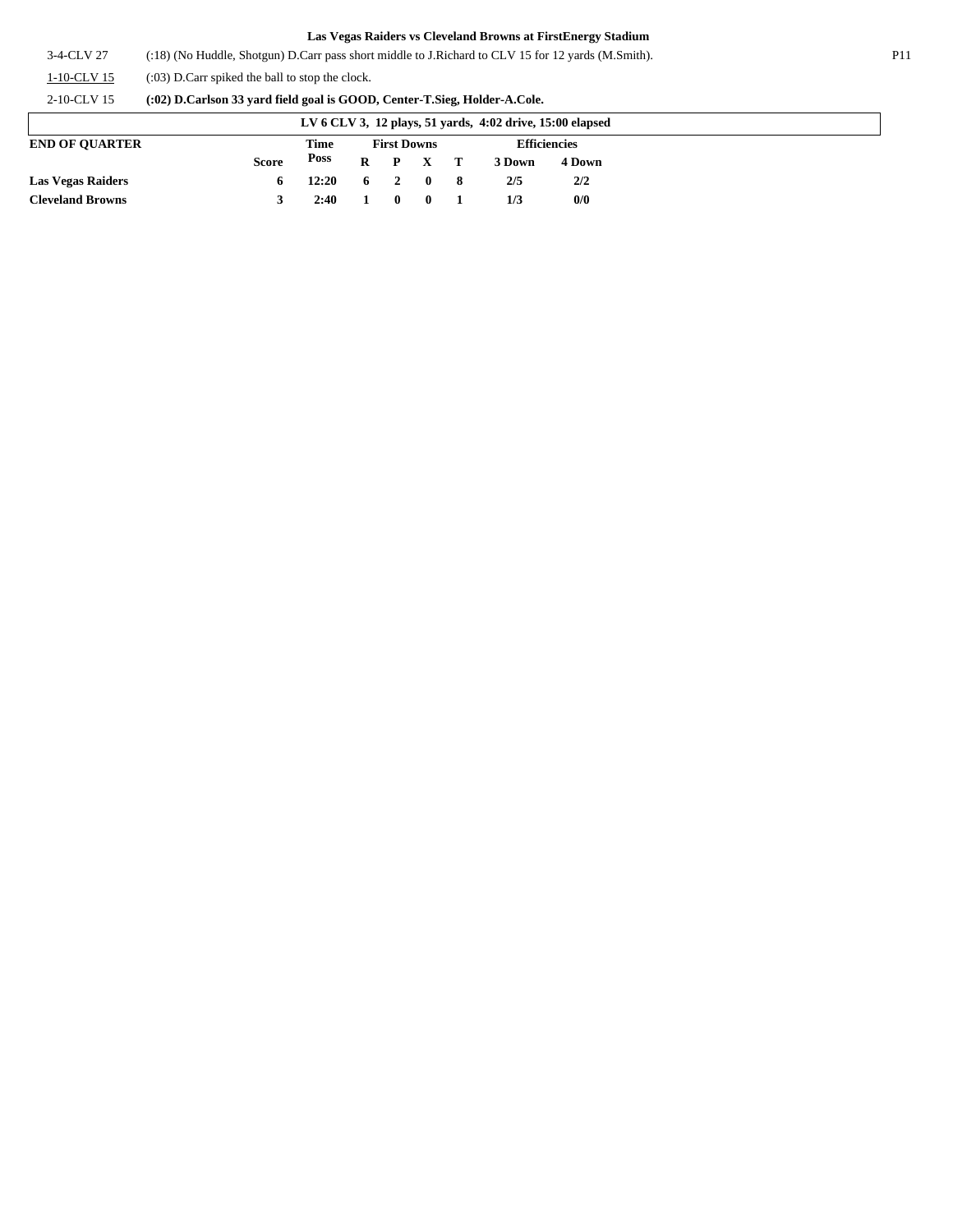**Las Vegas Raiders vs Cleveland Browns at FirstEnergy Stadium**

| | | |
|---|---|---|
| 3-4-CLV 27 | (:18) (No Huddle, Shotgun) D.Carr pass short middle to J.Richard to CLV 15 for 12 yards (M.Smith). | P11 |
| 1-10-CLV 15 | (:03) D.Carr spiked the ball to stop the clock. | |
| 2-10-CLV 15 | **(:02) D.Carlson 33 yard field goal is GOOD, Center-T.Sieg, Holder-A.Cole.** | |

**LV 6 CLV 3, 12 plays, 51 yards, 4:02 drive, 15:00 elapsed**

| END OF QUARTER | Score | Time Poss | First Downs R | P | X | T | Efficiencies 3 Down | 4 Down |
|---|---|---|---|---|---|---|---|---|
| **Las Vegas Raiders** | 6 | 12:20 | 6 | 2 | 0 | 8 | 2/5 | 2/2 |
| **Cleveland Browns** | 3 | 2:40 | 1 | 0 | 0 | 1 | 1/3 | 0/0 |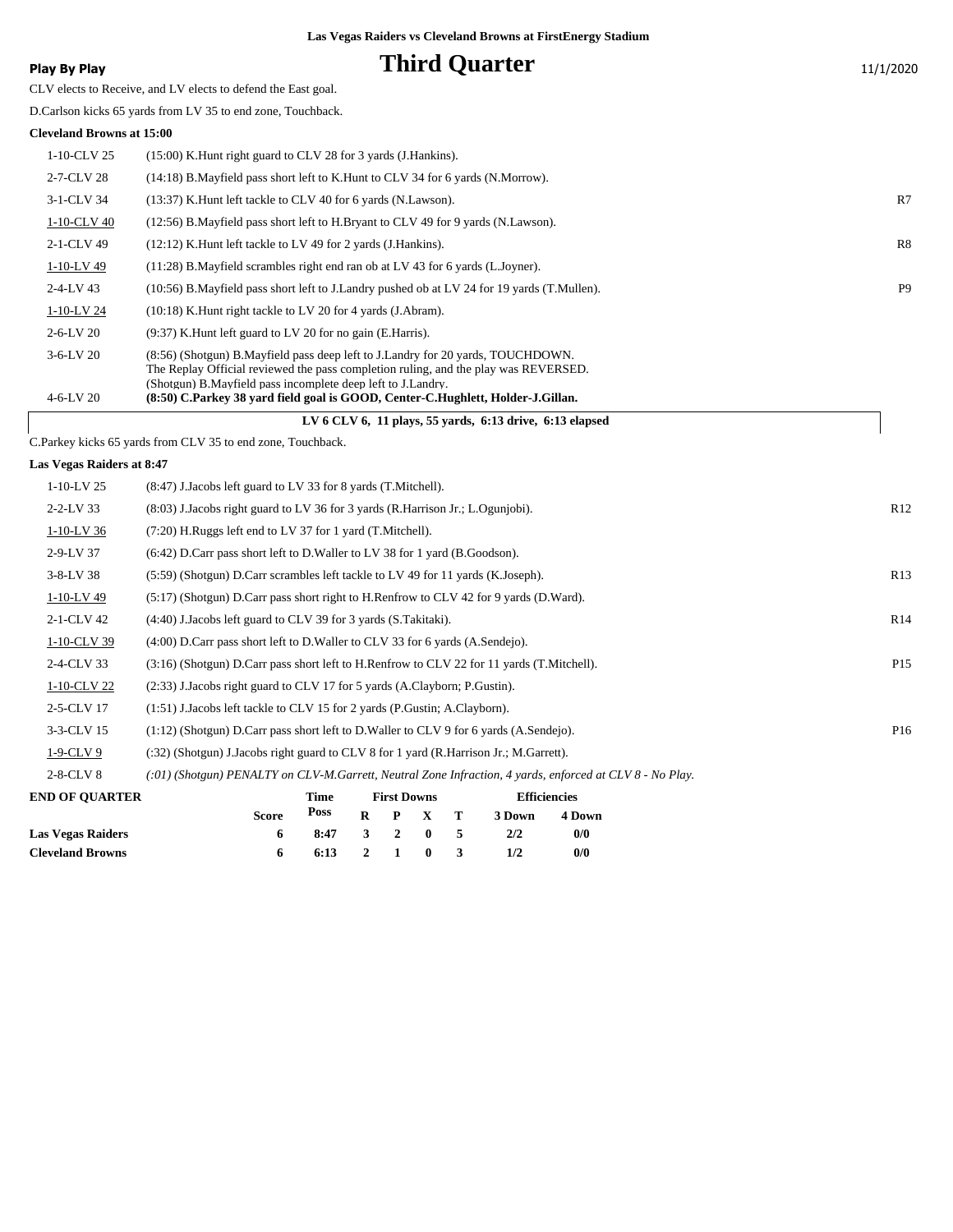**Las Vegas Raiders vs Cleveland Browns at FirstEnergy Stadium**

**Play By Play**

# Third Quarter

11/1/2020

CLV elects to Receive, and LV elects to defend the East goal.

D.Carlson kicks 65 yards from LV 35 to end zone, Touchback.

**Cleveland Browns at 15:00**

| | | |
|---|---|---|
| 1-10-CLV 25 | (15:00) K.Hunt right guard to CLV 28 for 3 yards (J.Hankins). | |
| 2-7-CLV 28 | (14:18) B.Mayfield pass short left to K.Hunt to CLV 34 for 6 yards (N.Morrow). | |
| 3-1-CLV 34 | (13:37) K.Hunt left tackle to CLV 40 for 6 yards (N.Lawson). | R7 |
| 1-10-CLV 40 | (12:56) B.Mayfield pass short left to H.Bryant to CLV 49 for 9 yards (N.Lawson). | |
| 2-1-CLV 49 | (12:12) K.Hunt left tackle to LV 49 for 2 yards (J.Hankins). | R8 |
| 1-10-LV 49 | (11:28) B.Mayfield scrambles right end ran ob at LV 43 for 6 yards (L.Joyner). | |
| 2-4-LV 43 | (10:56) B.Mayfield pass short left to J.Landry pushed ob at LV 24 for 19 yards (T.Mullen). | P9 |
| 1-10-LV 24 | (10:18) K.Hunt right tackle to LV 20 for 4 yards (J.Abram). | |
| 2-6-LV 20 | (9:37) K.Hunt left guard to LV 20 for no gain (E.Harris). | |
| 3-6-LV 20 | (8:56) (Shotgun) B.Mayfield pass deep left to J.Landry for 20 yards, TOUCHDOWN. The Replay Official reviewed the pass completion ruling, and the play was REVERSED. (Shotgun) B.Mayfield pass incomplete deep left to J.Landry. | |
| 4-6-LV 20 | **(8:50) C.Parkey 38 yard field goal is GOOD, Center-C.Hughlett, Holder-J.Gillan.** | |

**LV 6 CLV 6, 11 plays, 55 yards, 6:13 drive, 6:13 elapsed**

C.Parkey kicks 65 yards from CLV 35 to end zone, Touchback.

**Las Vegas Raiders at 8:47**

| | | |
|---|---|---|
| 1-10-LV 25 | (8:47) J.Jacobs left guard to LV 33 for 8 yards (T.Mitchell). | |
| 2-2-LV 33 | (8:03) J.Jacobs right guard to LV 36 for 3 yards (R.Harrison Jr.; L.Ogunjobi). | R12 |
| 1-10-LV 36 | (7:20) H.Ruggs left end to LV 37 for 1 yard (T.Mitchell). | |
| 2-9-LV 37 | (6:42) D.Carr pass short left to D.Waller to LV 38 for 1 yard (B.Goodson). | |
| 3-8-LV 38 | (5:59) (Shotgun) D.Carr scrambles left tackle to LV 49 for 11 yards (K.Joseph). | R13 |
| 1-10-LV 49 | (5:17) (Shotgun) D.Carr pass short right to H.Renfrow to CLV 42 for 9 yards (D.Ward). | |
| 2-1-CLV 42 | (4:40) J.Jacobs left guard to CLV 39 for 3 yards (S.Takitaki). | R14 |
| 1-10-CLV 39 | (4:00) D.Carr pass short left to D.Waller to CLV 33 for 6 yards (A.Sendejo). | |
| 2-4-CLV 33 | (3:16) (Shotgun) D.Carr pass short left to H.Renfrow to CLV 22 for 11 yards (T.Mitchell). | P15 |
| 1-10-CLV 22 | (2:33) J.Jacobs right guard to CLV 17 for 5 yards (A.Clayborn; P.Gustin). | |
| 2-5-CLV 17 | (1:51) J.Jacobs left tackle to CLV 15 for 2 yards (P.Gustin; A.Clayborn). | |
| 3-3-CLV 15 | (1:12) (Shotgun) D.Carr pass short left to D.Waller to CLV 9 for 6 yards (A.Sendejo). | P16 |
| 1-9-CLV 9 | (:32) (Shotgun) J.Jacobs right guard to CLV 8 for 1 yard (R.Harrison Jr.; M.Garrett). | |
| 2-8-CLV 8 | *(:01) (Shotgun) PENALTY on CLV-M.Garrett, Neutral Zone Infraction, 4 yards, enforced at CLV 8 - No Play.* | |

| END OF QUARTER | Score | Time Poss | First Downs R | P | X | T | Efficiencies 3 Down | 4 Down |
|---|---|---|---|---|---|---|---|---|
| Las Vegas Raiders | 6 | 8:47 | 3 | 2 | 0 | 5 | 2/2 | 0/0 |
| Cleveland Browns | 6 | 6:13 | 2 | 1 | 0 | 3 | 1/2 | 0/0 |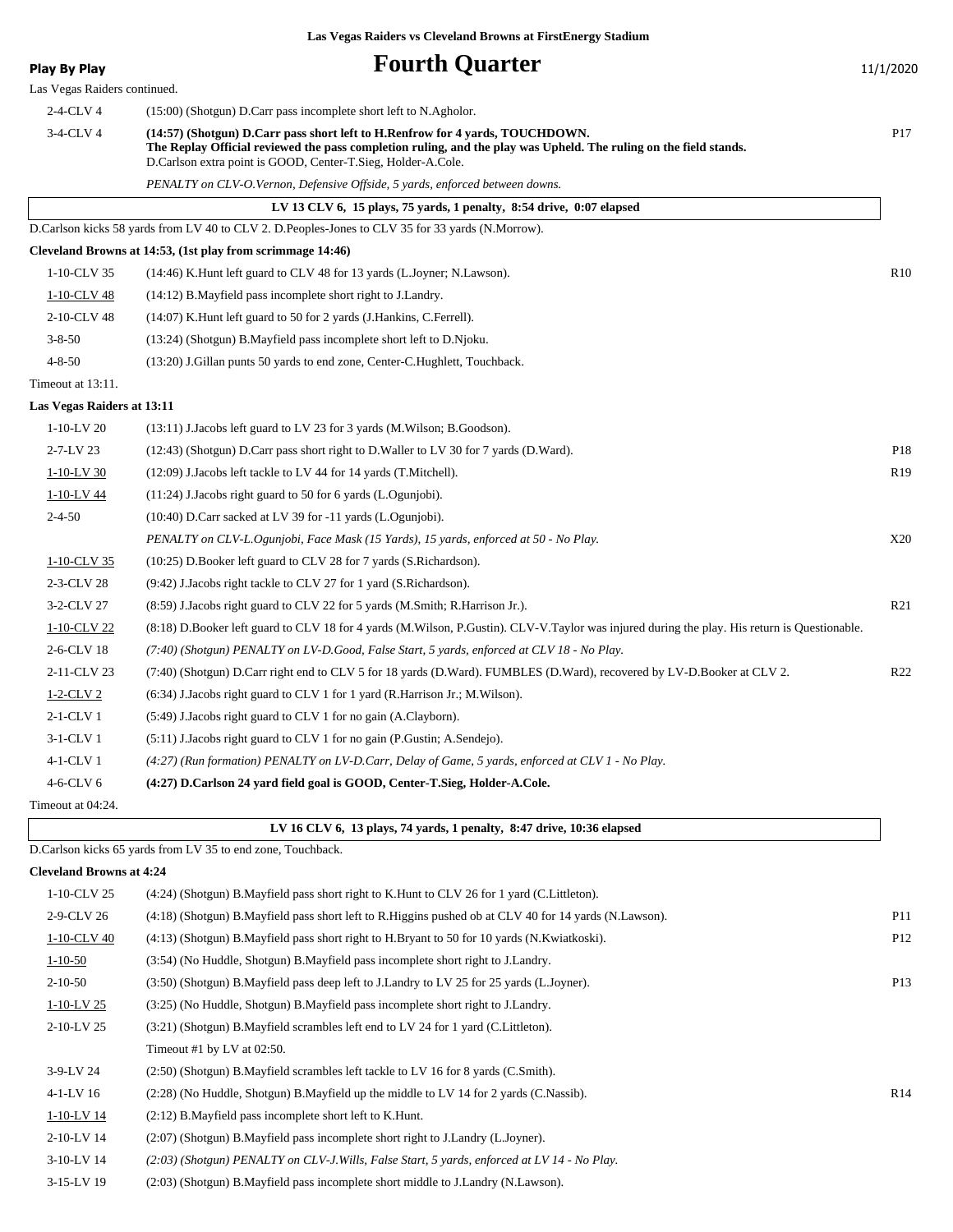**Las Vegas Raiders vs Cleveland Browns at FirstEnergy Stadium**

**Play By Play**

# Fourth Quarter

11/1/2020

Las Vegas Raiders continued.

| Down | Play | |
|---|---|---|
| 2-4-CLV 4 | (15:00) (Shotgun) D.Carr pass incomplete short left to N.Agholor. | |
| 3-4-CLV 4 | **(14:57) (Shotgun) D.Carr pass short left to H.Renfrow for 4 yards, TOUCHDOWN.** **The Replay Official reviewed the pass completion ruling, and the play was Upheld. The ruling on the field stands.** D.Carlson extra point is GOOD, Center-T.Sieg, Holder-A.Cole. | P17 |
| | *PENALTY on CLV-O.Vernon, Defensive Offside, 5 yards, enforced between downs.* | |

**LV 13 CLV 6, 15 plays, 75 yards, 1 penalty, 8:54 drive, 0:07 elapsed**

D.Carlson kicks 58 yards from LV 40 to CLV 2. D.Peoples-Jones to CLV 35 for 33 yards (N.Morrow).

**Cleveland Browns at 14:53, (1st play from scrimmage 14:46)**

| Down | Play | |
|---|---|---|
| 1-10-CLV 35 | (14:46) K.Hunt left guard to CLV 48 for 13 yards (L.Joyner; N.Lawson). | R10 |
| 1-10-CLV 48 | (14:12) B.Mayfield pass incomplete short right to J.Landry. | |
| 2-10-CLV 48 | (14:07) K.Hunt left guard to 50 for 2 yards (J.Hankins, C.Ferrell). | |
| 3-8-50 | (13:24) (Shotgun) B.Mayfield pass incomplete short left to D.Njoku. | |
| 4-8-50 | (13:20) J.Gillan punts 50 yards to end zone, Center-C.Hughlett, Touchback. | |

Timeout at 13:11.

**Las Vegas Raiders at 13:11**

| Down | Play | |
|---|---|---|
| 1-10-LV 20 | (13:11) J.Jacobs left guard to LV 23 for 3 yards (M.Wilson; B.Goodson). | |
| 2-7-LV 23 | (12:43) (Shotgun) D.Carr pass short right to D.Waller to LV 30 for 7 yards (D.Ward). | P18 |
| 1-10-LV 30 | (12:09) J.Jacobs left tackle to LV 44 for 14 yards (T.Mitchell). | R19 |
| 1-10-LV 44 | (11:24) J.Jacobs right guard to 50 for 6 yards (L.Ogunjobi). | |
| 2-4-50 | (10:40) D.Carr sacked at LV 39 for -11 yards (L.Ogunjobi). | |
| | *PENALTY on CLV-L.Ogunjobi, Face Mask (15 Yards), 15 yards, enforced at 50 - No Play.* | X20 |
| 1-10-CLV 35 | (10:25) D.Booker left guard to CLV 28 for 7 yards (S.Richardson). | |
| 2-3-CLV 28 | (9:42) J.Jacobs right tackle to CLV 27 for 1 yard (S.Richardson). | |
| 3-2-CLV 27 | (8:59) J.Jacobs right guard to CLV 22 for 5 yards (M.Smith; R.Harrison Jr.). | R21 |
| 1-10-CLV 22 | (8:18) D.Booker left guard to CLV 18 for 4 yards (M.Wilson, P.Gustin). CLV-V.Taylor was injured during the play. His return is Questionable. | |
| 2-6-CLV 18 | *(7:40) (Shotgun) PENALTY on LV-D.Good, False Start, 5 yards, enforced at CLV 18 - No Play.* | |
| 2-11-CLV 23 | (7:40) (Shotgun) D.Carr right end to CLV 5 for 18 yards (D.Ward). FUMBLES (D.Ward), recovered by LV-D.Booker at CLV 2. | R22 |
| 1-2-CLV 2 | (6:34) J.Jacobs right guard to CLV 1 for 1 yard (R.Harrison Jr.; M.Wilson). | |
| 2-1-CLV 1 | (5:49) J.Jacobs right guard to CLV 1 for no gain (A.Clayborn). | |
| 3-1-CLV 1 | (5:11) J.Jacobs right guard to CLV 1 for no gain (P.Gustin; A.Sendejo). | |
| 4-1-CLV 1 | *(4:27) (Run formation) PENALTY on LV-D.Carr, Delay of Game, 5 yards, enforced at CLV 1 - No Play.* | |
| 4-6-CLV 6 | **(4:27) D.Carlson 24 yard field goal is GOOD, Center-T.Sieg, Holder-A.Cole.** | |

Timeout at 04:24.

**LV 16 CLV 6, 13 plays, 74 yards, 1 penalty, 8:47 drive, 10:36 elapsed**

D.Carlson kicks 65 yards from LV 35 to end zone, Touchback.

**Cleveland Browns at 4:24**

| Down | Play | |
|---|---|---|
| 1-10-CLV 25 | (4:24) (Shotgun) B.Mayfield pass short right to K.Hunt to CLV 26 for 1 yard (C.Littleton). | |
| 2-9-CLV 26 | (4:18) (Shotgun) B.Mayfield pass short left to R.Higgins pushed ob at CLV 40 for 14 yards (N.Lawson). | P11 |
| 1-10-CLV 40 | (4:13) (Shotgun) B.Mayfield pass short right to H.Bryant to 50 for 10 yards (N.Kwiatkoski). | P12 |
| 1-10-50 | (3:54) (No Huddle, Shotgun) B.Mayfield pass incomplete short right to J.Landry. | |
| 2-10-50 | (3:50) (Shotgun) B.Mayfield pass deep left to J.Landry to LV 25 for 25 yards (L.Joyner). | P13 |
| 1-10-LV 25 | (3:25) (No Huddle, Shotgun) B.Mayfield pass incomplete short right to J.Landry. | |
| 2-10-LV 25 | (3:21) (Shotgun) B.Mayfield scrambles left end to LV 24 for 1 yard (C.Littleton). | |
| | Timeout #1 by LV at 02:50. | |
| 3-9-LV 24 | (2:50) (Shotgun) B.Mayfield scrambles left tackle to LV 16 for 8 yards (C.Smith). | |
| 4-1-LV 16 | (2:28) (No Huddle, Shotgun) B.Mayfield up the middle to LV 14 for 2 yards (C.Nassib). | R14 |
| 1-10-LV 14 | (2:12) B.Mayfield pass incomplete short left to K.Hunt. | |
| 2-10-LV 14 | (2:07) (Shotgun) B.Mayfield pass incomplete short right to J.Landry (L.Joyner). | |
| 3-10-LV 14 | *(2:03) (Shotgun) PENALTY on CLV-J.Wills, False Start, 5 yards, enforced at LV 14 - No Play.* | |
| 3-15-LV 19 | (2:03) (Shotgun) B.Mayfield pass incomplete short middle to J.Landry (N.Lawson). | |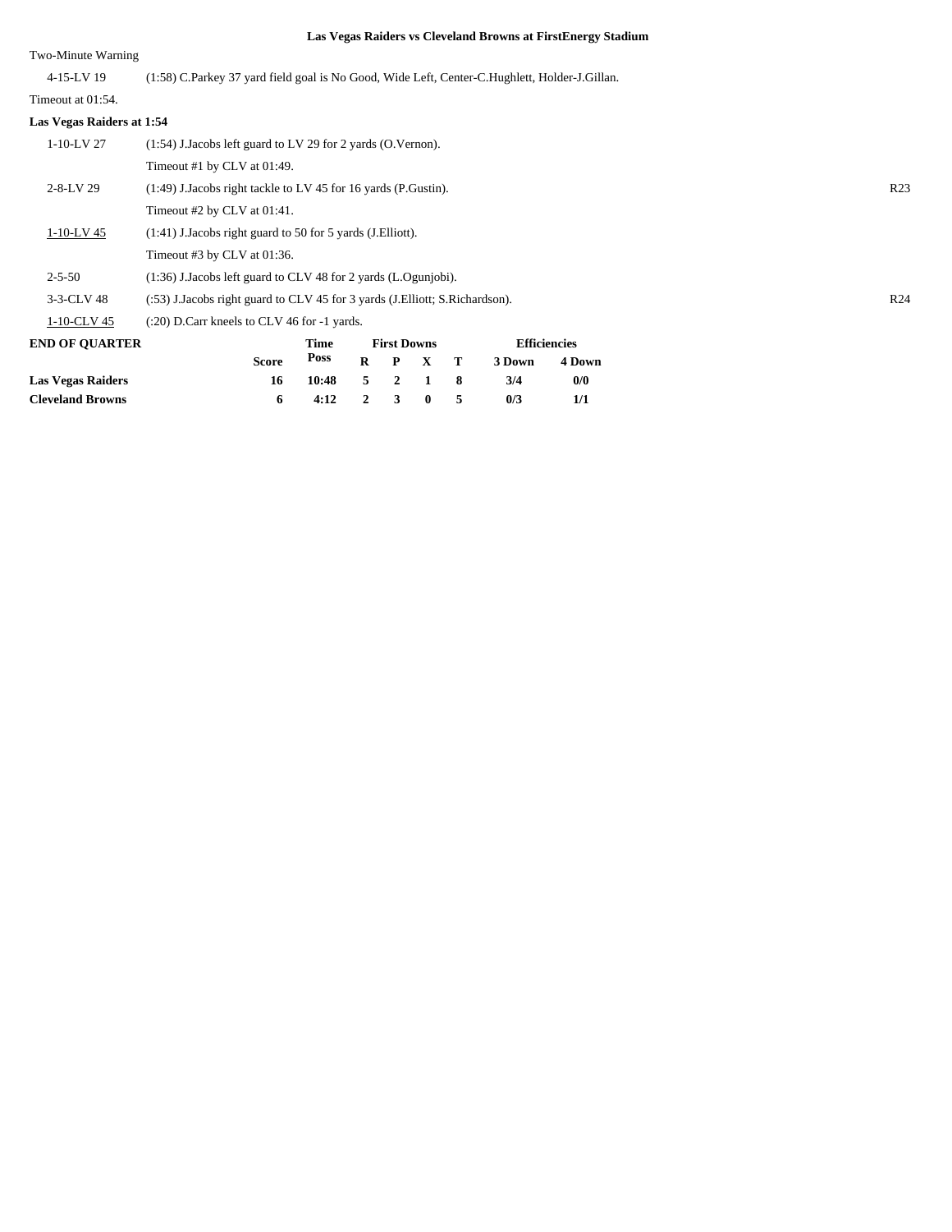### Las Vegas Raiders vs Cleveland Browns at FirstEnergy Stadium

Two-Minute Warning

| | | |
|---|---|---|
| 4-15-LV 19 | (1:58) C.Parkey 37 yard field goal is No Good, Wide Left, Center-C.Hughlett, Holder-J.Gillan. | |

Timeout at 01:54.

**Las Vegas Raiders at 1:54**

| | | |
|---|---|---|
| 1-10-LV 27 | (1:54) J.Jacobs left guard to LV 29 for 2 yards (O.Vernon). | |
| | Timeout #1 by CLV at 01:49. | |
| 2-8-LV 29 | (1:49) J.Jacobs right tackle to LV 45 for 16 yards (P.Gustin). | R23 |
| | Timeout #2 by CLV at 01:41. | |
| 1-10-LV 45 | (1:41) J.Jacobs right guard to 50 for 5 yards (J.Elliott). | |
| | Timeout #3 by CLV at 01:36. | |
| 2-5-50 | (1:36) J.Jacobs left guard to CLV 48 for 2 yards (L.Ogunjobi). | |
| 3-3-CLV 48 | (:53) J.Jacobs right guard to CLV 45 for 3 yards (J.Elliott; S.Richardson). | R24 |
| 1-10-CLV 45 | (:20) D.Carr kneels to CLV 46 for -1 yards. | |

| END OF QUARTER | Score | Time Poss | First Downs R | P | X | T | Efficiencies 3 Down | 4 Down |
|---|---|---|---|---|---|---|---|---|
| **Las Vegas Raiders** | 16 | 10:48 | 5 | 2 | 1 | 8 | 3/4 | 0/0 |
| **Cleveland Browns** | 6 | 4:12 | 2 | 3 | 0 | 5 | 0/3 | 1/1 |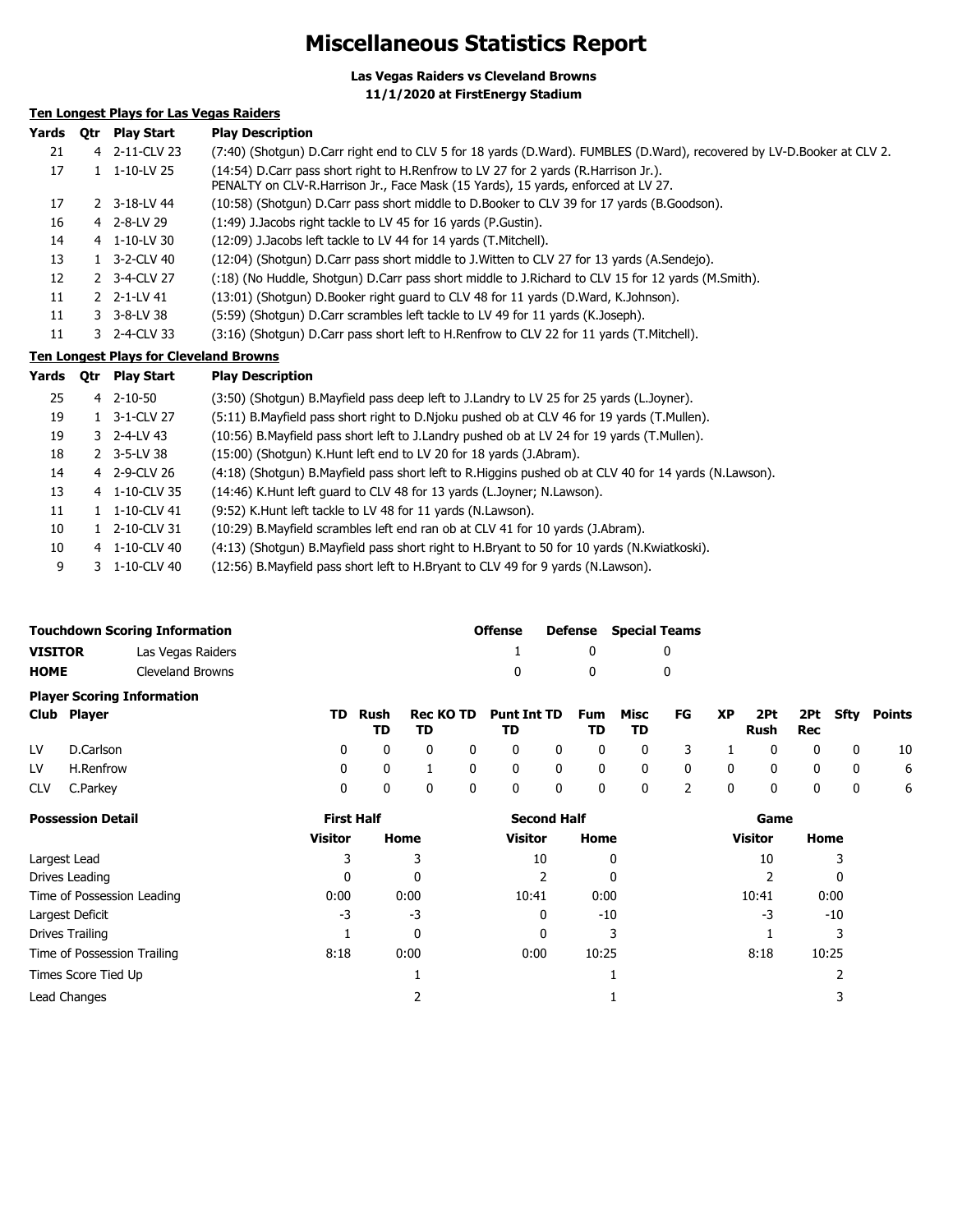# Miscellaneous Statistics Report

**Las Vegas Raiders vs Cleveland Browns**
**11/1/2020 at FirstEnergy Stadium**

**Ten Longest Plays for Las Vegas Raiders**

| Yards | Qtr | Play Start | Play Description |
|---|---|---|---|
| 21 | 4 | 2-11-CLV 23 | (7:40) (Shotgun) D.Carr right end to CLV 5 for 18 yards (D.Ward). FUMBLES (D.Ward), recovered by LV-D.Booker at CLV 2. |
| 17 | 1 | 1-10-LV 25 | (14:54) D.Carr pass short right to H.Renfrow to LV 27 for 2 yards (R.Harrison Jr.). PENALTY on CLV-R.Harrison Jr., Face Mask (15 Yards), 15 yards, enforced at LV 27. |
| 17 | 2 | 3-18-LV 44 | (10:58) (Shotgun) D.Carr pass short middle to D.Booker to CLV 39 for 17 yards (B.Goodson). |
| 16 | 4 | 2-8-LV 29 | (1:49) J.Jacobs right tackle to LV 45 for 16 yards (P.Gustin). |
| 14 | 4 | 1-10-LV 30 | (12:09) J.Jacobs left tackle to LV 44 for 14 yards (T.Mitchell). |
| 13 | 1 | 3-2-CLV 40 | (12:04) (Shotgun) D.Carr pass short middle to J.Witten to CLV 27 for 13 yards (A.Sendejo). |
| 12 | 2 | 3-4-CLV 27 | (:18) (No Huddle, Shotgun) D.Carr pass short middle to J.Richard to CLV 15 for 12 yards (M.Smith). |
| 11 | 2 | 2-1-LV 41 | (13:01) (Shotgun) D.Booker right guard to CLV 48 for 11 yards (D.Ward, K.Johnson). |
| 11 | 3 | 3-8-LV 38 | (5:59) (Shotgun) D.Carr scrambles left tackle to LV 49 for 11 yards (K.Joseph). |
| 11 | 3 | 2-4-CLV 33 | (3:16) (Shotgun) D.Carr pass short left to H.Renfrow to CLV 22 for 11 yards (T.Mitchell). |

**Ten Longest Plays for Cleveland Browns**

| Yards | Qtr | Play Start | Play Description |
|---|---|---|---|
| 25 | 4 | 2-10-50 | (3:50) (Shotgun) B.Mayfield pass deep left to J.Landry to LV 25 for 25 yards (L.Joyner). |
| 19 | 1 | 3-1-CLV 27 | (5:11) B.Mayfield pass short right to D.Njoku pushed ob at CLV 46 for 19 yards (T.Mullen). |
| 19 | 3 | 2-4-LV 43 | (10:56) B.Mayfield pass short left to J.Landry pushed ob at LV 24 for 19 yards (T.Mullen). |
| 18 | 2 | 3-5-LV 38 | (15:00) (Shotgun) K.Hunt left end to LV 20 for 18 yards (J.Abram). |
| 14 | 4 | 2-9-CLV 26 | (4:18) (Shotgun) B.Mayfield pass short left to R.Higgins pushed ob at CLV 40 for 14 yards (N.Lawson). |
| 13 | 4 | 1-10-CLV 35 | (14:46) K.Hunt left guard to CLV 48 for 13 yards (L.Joyner; N.Lawson). |
| 11 | 1 | 1-10-CLV 41 | (9:52) K.Hunt left tackle to LV 48 for 11 yards (N.Lawson). |
| 10 | 1 | 2-10-CLV 31 | (10:29) B.Mayfield scrambles left end ran ob at CLV 41 for 10 yards (J.Abram). |
| 10 | 4 | 1-10-CLV 40 | (4:13) (Shotgun) B.Mayfield pass short right to H.Bryant to 50 for 10 yards (N.Kwiatkoski). |
| 9 | 3 | 1-10-CLV 40 | (12:56) B.Mayfield pass short left to H.Bryant to CLV 49 for 9 yards (N.Lawson). |

| Touchdown Scoring Information | | Offense | Defense | Special Teams |
|---|---|---|---|---|
| **VISITOR** | Las Vegas Raiders | 1 | 0 | 0 |
| **HOME** | Cleveland Browns | 0 | 0 | 0 |

**Player Scoring Information**

| Club | Player | TD | Rush TD | Rec TD | KO TD | Punt TD | Int TD | Fum TD | Misc TD | FG | XP | 2Pt Rush | 2Pt Rec | Sfty | Points |
|---|---|---|---|---|---|---|---|---|---|---|---|---|---|---|---|
| LV | D.Carlson | 0 | 0 | 0 | 0 | 0 | 0 | 0 | 0 | 3 | 1 | 0 | 0 | 0 | 10 |
| LV | H.Renfrow | 0 | 0 | 1 | 0 | 0 | 0 | 0 | 0 | 0 | 0 | 0 | 0 | 0 | 6 |
| CLV | C.Parkey | 0 | 0 | 0 | 0 | 0 | 0 | 0 | 0 | 2 | 0 | 0 | 0 | 0 | 6 |

| Possession Detail | First Half | | Second Half | | Game | |
|---|---|---|---|---|---|---|
| | Visitor | Home | Visitor | Home | Visitor | Home |
| Largest Lead | 3 | 3 | 10 | 0 | 10 | 3 |
| Drives Leading | 0 | 0 | 2 | 0 | 2 | 0 |
| Time of Possession Leading | 0:00 | 0:00 | 10:41 | 0:00 | 10:41 | 0:00 |
| Largest Deficit | -3 | -3 | 0 | -10 | -3 | -10 |
| Drives Trailing | 1 | 0 | 0 | 3 | 1 | 3 |
| Time of Possession Trailing | 8:18 | 0:00 | 0:00 | 10:25 | 8:18 | 10:25 |
| Times Score Tied Up | | 1 | | 1 | | 2 |
| Lead Changes | | 2 | | 1 | | 3 |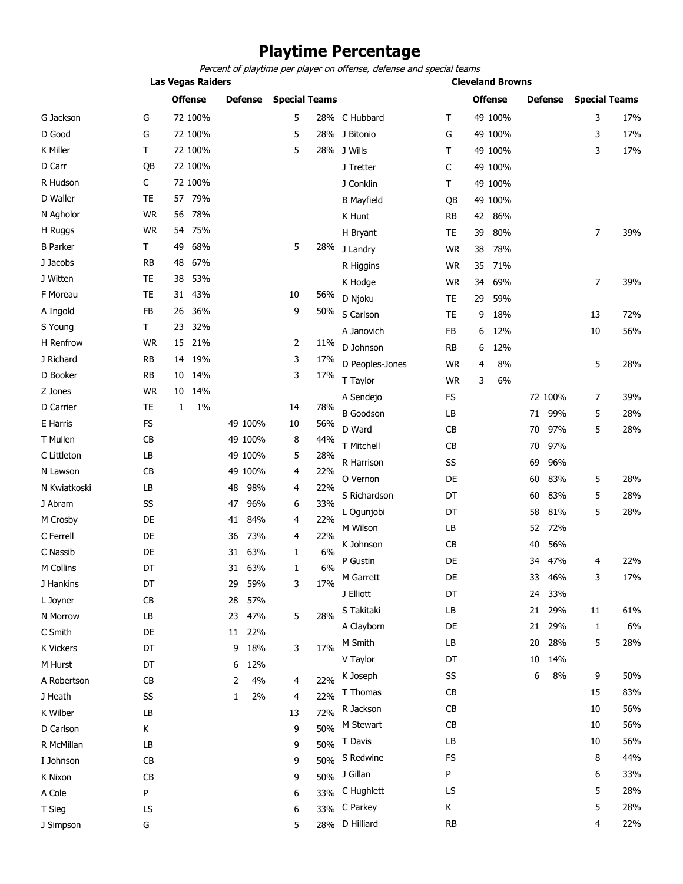# Playtime Percentage

*Percent of playtime per player on offense, defense and special teams*

## Las Vegas Raiders

| Player | Pos | Offense | | Defense | | Special Teams | |
|---|---|---|---|---|---|---|---|
| G Jackson | G | 72 | 100% | | | 5 | 28% |
| D Good | G | 72 | 100% | | | 5 | 28% |
| K Miller | T | 72 | 100% | | | 5 | 28% |
| D Carr | QB | 72 | 100% | | | | |
| R Hudson | C | 72 | 100% | | | | |
| D Waller | TE | 57 | 79% | | | | |
| N Agholor | WR | 56 | 78% | | | | |
| H Ruggs | WR | 54 | 75% | | | | |
| B Parker | T | 49 | 68% | | | 5 | 28% |
| J Jacobs | RB | 48 | 67% | | | | |
| J Witten | TE | 38 | 53% | | | | |
| F Moreau | TE | 31 | 43% | | | 10 | 56% |
| A Ingold | FB | 26 | 36% | | | 9 | 50% |
| S Young | T | 23 | 32% | | | | |
| H Renfrow | WR | 15 | 21% | | | 2 | 11% |
| J Richard | RB | 14 | 19% | | | 3 | 17% |
| D Booker | RB | 10 | 14% | | | 3 | 17% |
| Z Jones | WR | 10 | 14% | | | | |
| D Carrier | TE | 1 | 1% | | | 14 | 78% |
| E Harris | FS | | | 49 | 100% | 10 | 56% |
| T Mullen | CB | | | 49 | 100% | 8 | 44% |
| C Littleton | LB | | | 49 | 100% | 5 | 28% |
| N Lawson | CB | | | 49 | 100% | 4 | 22% |
| N Kwiatkoski | LB | | | 48 | 98% | 4 | 22% |
| J Abram | SS | | | 47 | 96% | 6 | 33% |
| M Crosby | DE | | | 41 | 84% | 4 | 22% |
| C Ferrell | DE | | | 36 | 73% | 4 | 22% |
| C Nassib | DE | | | 31 | 63% | 1 | 6% |
| M Collins | DT | | | 31 | 63% | 1 | 6% |
| J Hankins | DT | | | 29 | 59% | 3 | 17% |
| L Joyner | CB | | | 28 | 57% | | |
| N Morrow | LB | | | 23 | 47% | 5 | 28% |
| C Smith | DE | | | 11 | 22% | | |
| K Vickers | DT | | | 9 | 18% | 3 | 17% |
| M Hurst | DT | | | 6 | 12% | | |
| A Robertson | CB | | | 2 | 4% | 4 | 22% |
| J Heath | SS | | | 1 | 2% | 4 | 22% |
| K Wilber | LB | | | | | 13 | 72% |
| D Carlson | K | | | | | 9 | 50% |
| R McMillan | LB | | | | | 9 | 50% |
| I Johnson | CB | | | | | 9 | 50% |
| K Nixon | CB | | | | | 9 | 50% |
| A Cole | P | | | | | 6 | 33% |
| T Sieg | LS | | | | | 6 | 33% |
| J Simpson | G | | | | | 5 | 28% |

## Cleveland Browns

| Player | Pos | Offense | | Defense | | Special Teams | |
|---|---|---|---|---|---|---|---|
| C Hubbard | T | 49 | 100% | | | 3 | 17% |
| J Bitonio | G | 49 | 100% | | | 3 | 17% |
| J Wills | T | 49 | 100% | | | 3 | 17% |
| J Tretter | C | 49 | 100% | | | | |
| J Conklin | T | 49 | 100% | | | | |
| B Mayfield | QB | 49 | 100% | | | | |
| K Hunt | RB | 42 | 86% | | | | |
| H Bryant | TE | 39 | 80% | | | 7 | 39% |
| J Landry | WR | 38 | 78% | | | | |
| R Higgins | WR | 35 | 71% | | | | |
| K Hodge | WR | 34 | 69% | | | 7 | 39% |
| D Njoku | TE | 29 | 59% | | | | |
| S Carlson | TE | 9 | 18% | | | 13 | 72% |
| A Janovich | FB | 6 | 12% | | | 10 | 56% |
| D Johnson | RB | 6 | 12% | | | | |
| D Peoples-Jones | WR | 4 | 8% | | | 5 | 28% |
| T Taylor | WR | 3 | 6% | | | | |
| A Sendejo | FS | | | 72 | 100% | 7 | 39% |
| B Goodson | LB | | | 71 | 99% | 5 | 28% |
| D Ward | CB | | | 70 | 97% | 5 | 28% |
| T Mitchell | CB | | | 70 | 97% | | |
| R Harrison | SS | | | 69 | 96% | | |
| O Vernon | DE | | | 60 | 83% | 5 | 28% |
| S Richardson | DT | | | 60 | 83% | 5 | 28% |
| L Ogunjobi | DT | | | 58 | 81% | 5 | 28% |
| M Wilson | LB | | | 52 | 72% | | |
| K Johnson | CB | | | 40 | 56% | | |
| P Gustin | DE | | | 34 | 47% | 4 | 22% |
| M Garrett | DE | | | 33 | 46% | 3 | 17% |
| J Elliott | DT | | | 24 | 33% | | |
| S Takitaki | LB | | | 21 | 29% | 11 | 61% |
| A Clayborn | DE | | | 21 | 29% | 1 | 6% |
| M Smith | LB | | | 20 | 28% | 5 | 28% |
| V Taylor | DT | | | 10 | 14% | | |
| K Joseph | SS | | | 6 | 8% | 9 | 50% |
| T Thomas | CB | | | | | 15 | 83% |
| R Jackson | CB | | | | | 10 | 56% |
| M Stewart | CB | | | | | 10 | 56% |
| T Davis | LB | | | | | 10 | 56% |
| S Redwine | FS | | | | | 8 | 44% |
| J Gillan | P | | | | | 6 | 33% |
| C Hughlett | LS | | | | | 5 | 28% |
| C Parkey | K | | | | | 5 | 28% |
| D Hilliard | RB | | | | | 4 | 22% |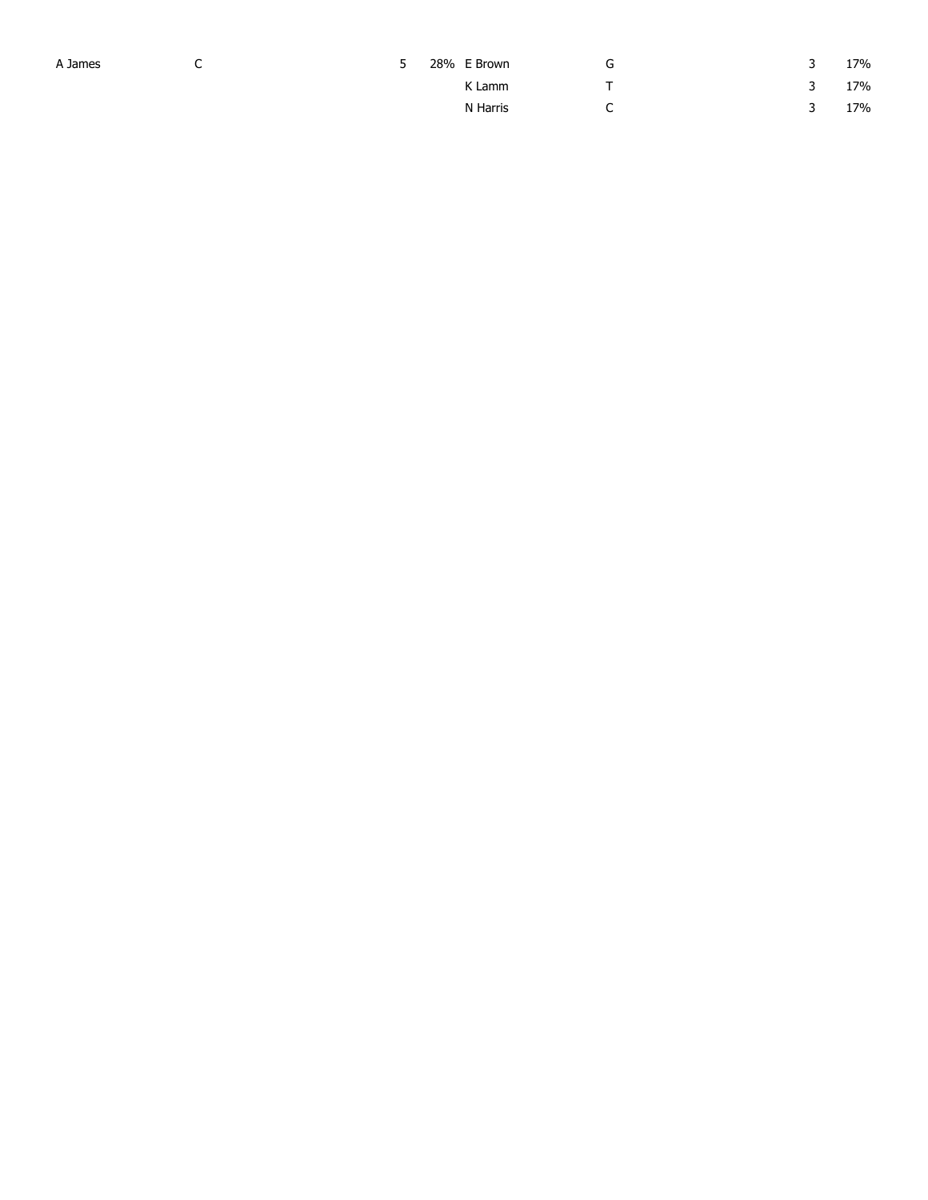| | | | | | | | |
|---|---|---|---|---|---|---|---|
| A James | C | 5 | 28% | E Brown | G | 3 | 17% |
| | | | | K Lamm | T | 3 | 17% |
| | | | | N Harris | C | 3 | 17% |